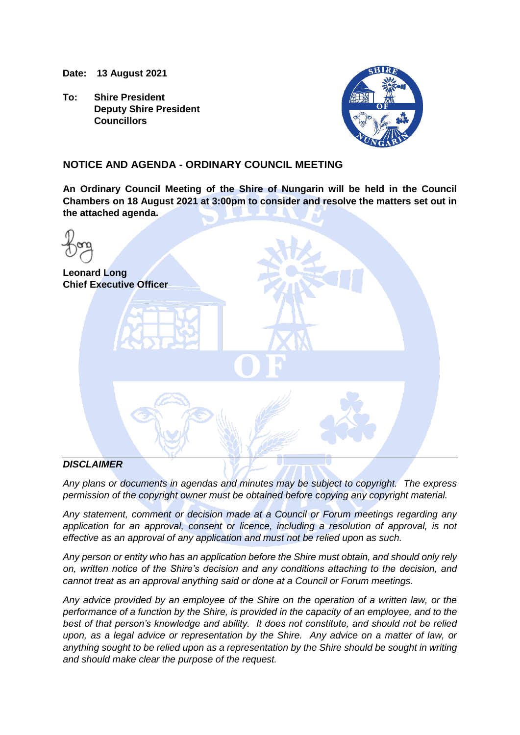**Date: 13 August 2021**

**To: Shire President**
**Deputy Shire President**
**Councillors**

## NOTICE AND AGENDA - ORDINARY COUNCIL MEETING

**An Ordinary Council Meeting of the Shire of Nungarin will be held in the Council Chambers on 18 August 2021 at 3:00pm to consider and resolve the matters set out in the attached agenda.**

**Leonard Long**
**Chief Executive Officer**

---

***DISCLAIMER***

*Any plans or documents in agendas and minutes may be subject to copyright. The express permission of the copyright owner must be obtained before copying any copyright material.*

*Any statement, comment or decision made at a Council or Forum meetings regarding any application for an approval, consent or licence, including a resolution of approval, is not effective as an approval of any application and must not be relied upon as such.*

*Any person or entity who has an application before the Shire must obtain, and should only rely on, written notice of the Shire's decision and any conditions attaching to the decision, and cannot treat as an approval anything said or done at a Council or Forum meetings.*

*Any advice provided by an employee of the Shire on the operation of a written law, or the performance of a function by the Shire, is provided in the capacity of an employee, and to the best of that person's knowledge and ability. It does not constitute, and should not be relied upon, as a legal advice or representation by the Shire. Any advice on a matter of law, or anything sought to be relied upon as a representation by the Shire should be sought in writing and should make clear the purpose of the request.*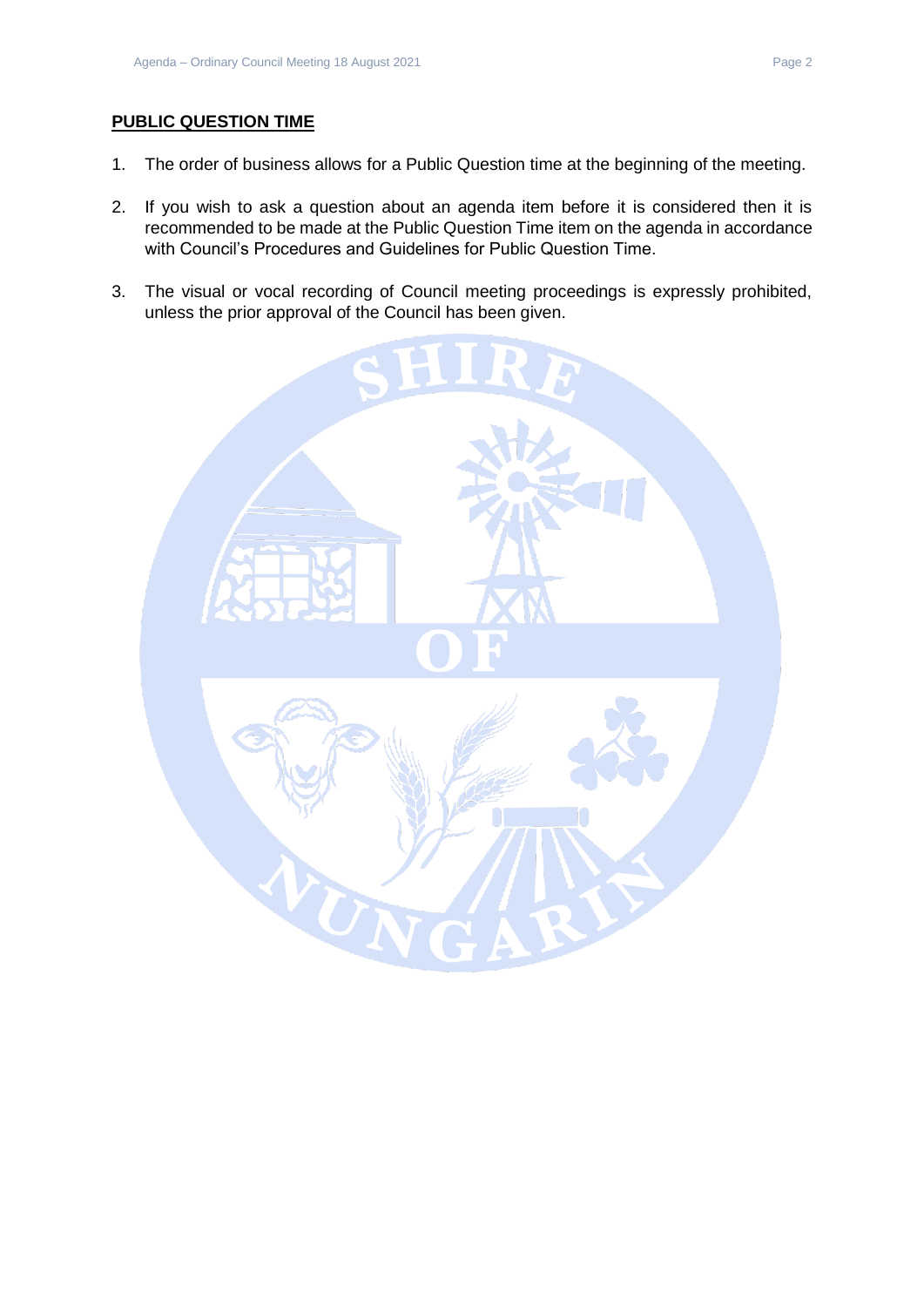## PUBLIC QUESTION TIME

1. The order of business allows for a Public Question time at the beginning of the meeting.

2. If you wish to ask a question about an agenda item before it is considered then it is recommended to be made at the Public Question Time item on the agenda in accordance with Council's Procedures and Guidelines for Public Question Time.

3. The visual or vocal recording of Council meeting proceedings is expressly prohibited, unless the prior approval of the Council has been given.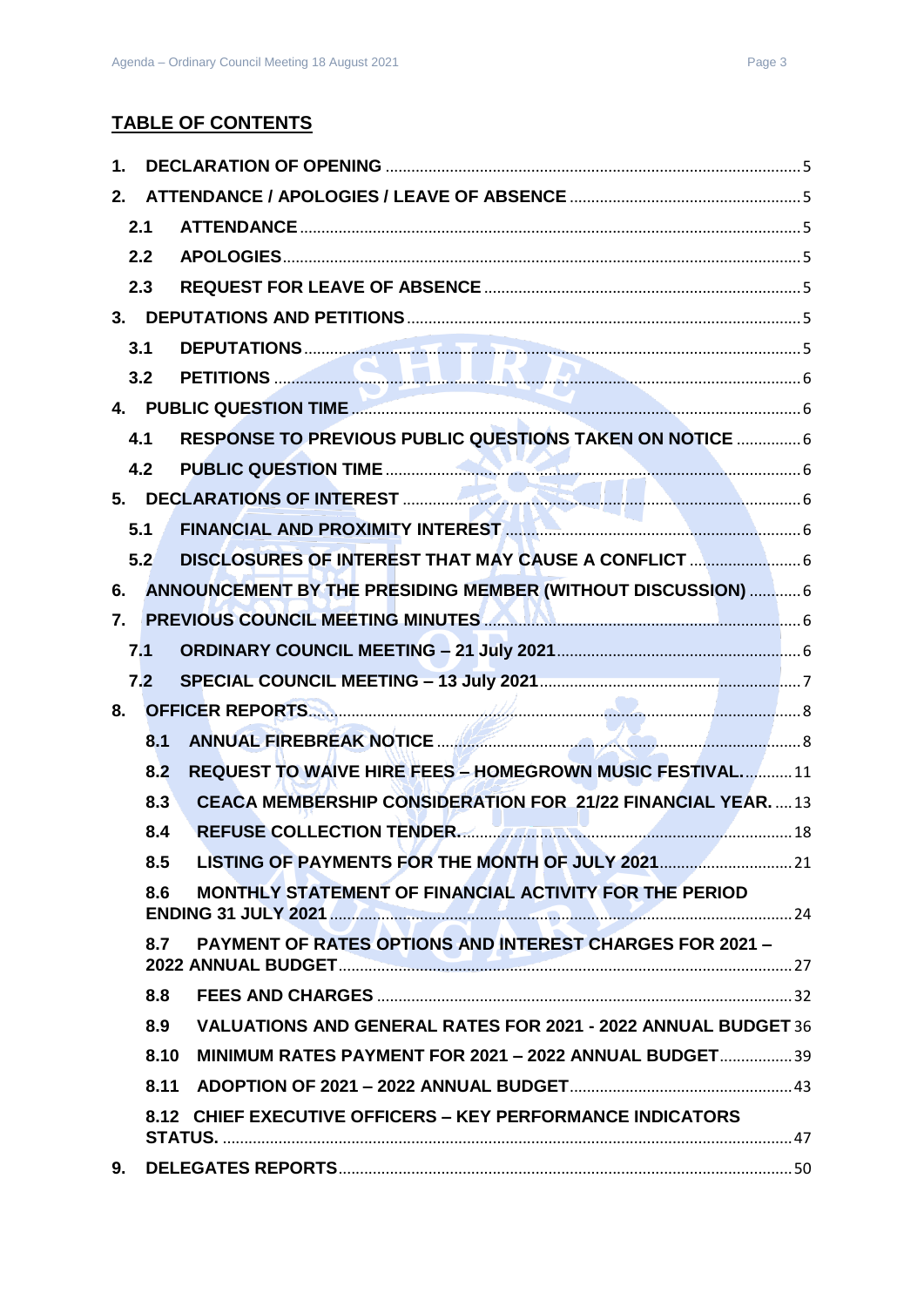## TABLE OF CONTENTS

1. **DECLARATION OF OPENING** ..... 5
2. **ATTENDANCE / APOLOGIES / LEAVE OF ABSENCE** ..... 5
   - **2.1 ATTENDANCE** ..... 5
   - **2.2 APOLOGIES** ..... 5
   - **2.3 REQUEST FOR LEAVE OF ABSENCE** ..... 5
3. **DEPUTATIONS AND PETITIONS** ..... 5
   - **3.1 DEPUTATIONS** ..... 5
   - **3.2 PETITIONS** ..... 6
4. **PUBLIC QUESTION TIME** ..... 6
   - **4.1 RESPONSE TO PREVIOUS PUBLIC QUESTIONS TAKEN ON NOTICE** ..... 6
   - **4.2 PUBLIC QUESTION TIME** ..... 6
5. **DECLARATIONS OF INTEREST** ..... 6
   - **5.1 FINANCIAL AND PROXIMITY INTEREST** ..... 6
   - **5.2 DISCLOSURES OF INTEREST THAT MAY CAUSE A CONFLICT** ..... 6
6. **ANNOUNCEMENT BY THE PRESIDING MEMBER (WITHOUT DISCUSSION)** ..... 6
7. **PREVIOUS COUNCIL MEETING MINUTES** ..... 6
   - **7.1 ORDINARY COUNCIL MEETING – 21 July 2021** ..... 6
   - **7.2 SPECIAL COUNCIL MEETING – 13 July 2021** ..... 7
8. **OFFICER REPORTS** ..... 8
   - **8.1 ANNUAL FIREBREAK NOTICE** ..... 8
   - **8.2 REQUEST TO WAIVE HIRE FEES – HOMEGROWN MUSIC FESTIVAL.** ..... 11
   - **8.3 CEACA MEMBERSHIP CONSIDERATION FOR 21/22 FINANCIAL YEAR.** ..... 13
   - **8.4 REFUSE COLLECTION TENDER.** ..... 18
   - **8.5 LISTING OF PAYMENTS FOR THE MONTH OF JULY 2021** ..... 21
   - **8.6 MONTHLY STATEMENT OF FINANCIAL ACTIVITY FOR THE PERIOD ENDING 31 JULY 2021** ..... 24
   - **8.7 PAYMENT OF RATES OPTIONS AND INTEREST CHARGES FOR 2021 – 2022 ANNUAL BUDGET** ..... 27
   - **8.8 FEES AND CHARGES** ..... 32
   - **8.9 VALUATIONS AND GENERAL RATES FOR 2021 - 2022 ANNUAL BUDGET** ..... 36
   - **8.10 MINIMUM RATES PAYMENT FOR 2021 – 2022 ANNUAL BUDGET** ..... 39
   - **8.11 ADOPTION OF 2021 – 2022 ANNUAL BUDGET** ..... 43
   - **8.12 CHIEF EXECUTIVE OFFICERS – KEY PERFORMANCE INDICATORS STATUS.** ..... 47
9. **DELEGATES REPORTS** ..... 50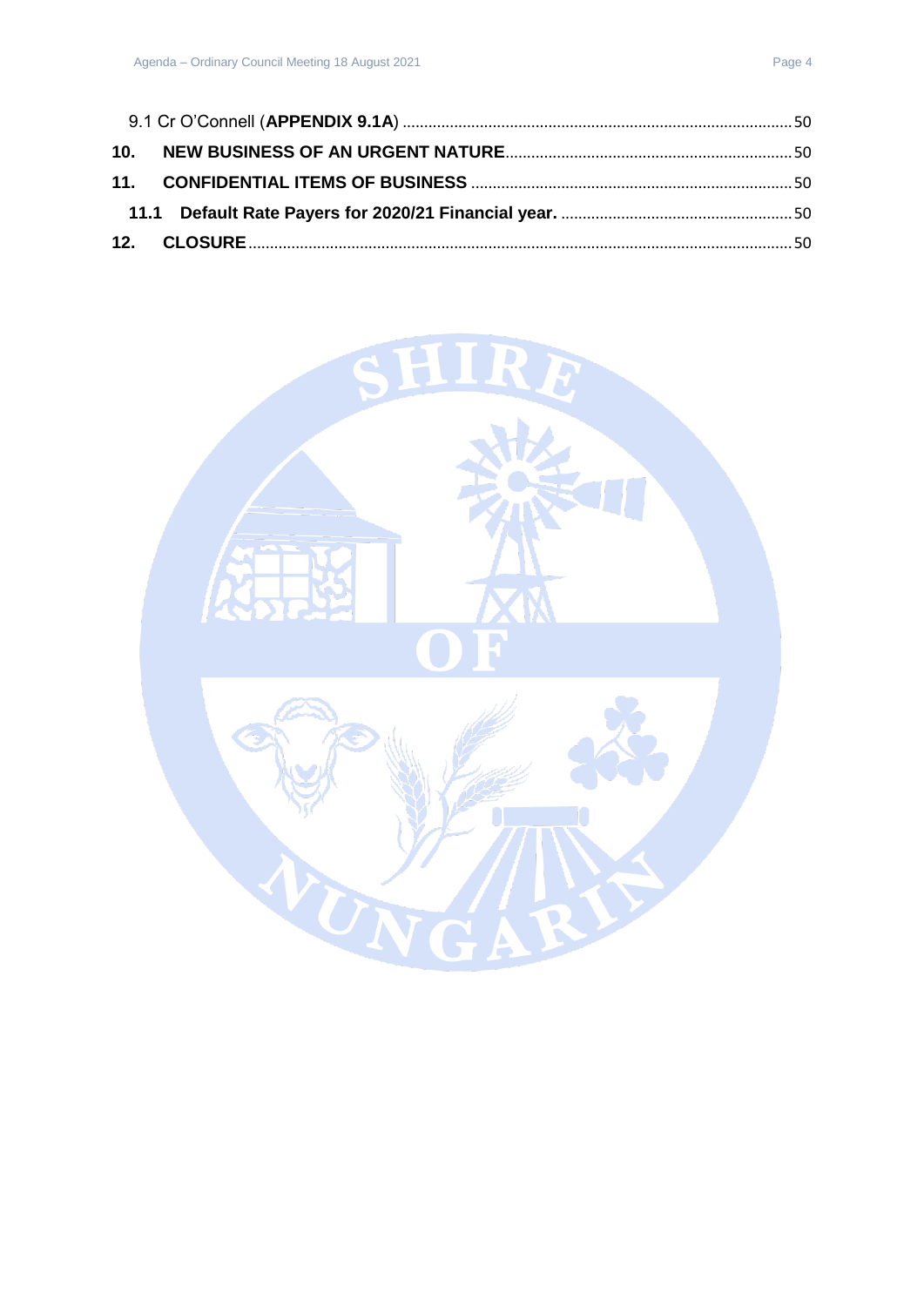9.1 Cr O'Connell (**APPENDIX 9.1A**) ........................................................................................50

**10. NEW BUSINESS OF AN URGENT NATURE**.................................................................50

**11. CONFIDENTIAL ITEMS OF BUSINESS** .........................................................................50

**11.1 Default Rate Payers for 2020/21 Financial year.** .....................................................50

**12. CLOSURE**............................................................................................................................50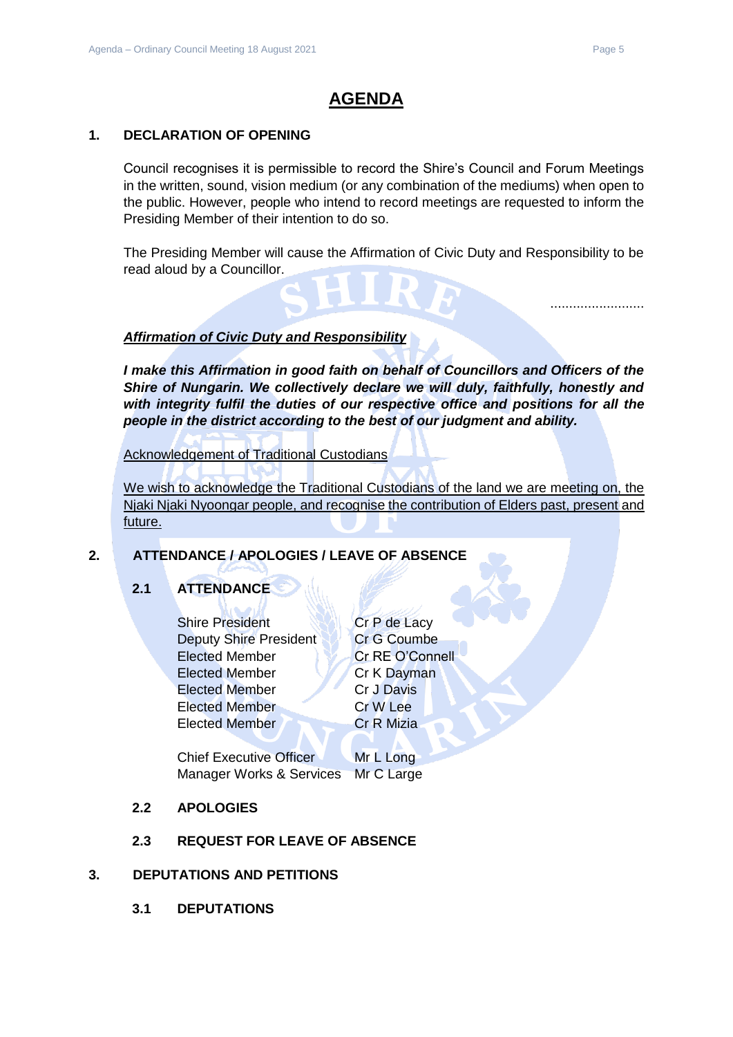# AGENDA

## 1. DECLARATION OF OPENING

Council recognises it is permissible to record the Shire's Council and Forum Meetings in the written, sound, vision medium (or any combination of the mediums) when open to the public. However, people who intend to record meetings are requested to inform the Presiding Member of their intention to do so.

The Presiding Member will cause the Affirmation of Civic Duty and Responsibility to be read aloud by a Councillor.

.........................

***Affirmation of Civic Duty and Responsibility***

***I make this Affirmation in good faith on behalf of Councillors and Officers of the Shire of Nungarin. We collectively declare we will duly, faithfully, honestly and with integrity fulfil the duties of our respective office and positions for all the people in the district according to the best of our judgment and ability.***

Acknowledgement of Traditional Custodians

We wish to acknowledge the Traditional Custodians of the land we are meeting on, the Njaki Njaki Nyoongar people, and recognise the contribution of Elders past, present and future.

## 2. ATTENDANCE / APOLOGIES / LEAVE OF ABSENCE

### 2.1 ATTENDANCE

| | |
|---|---|
| Shire President | Cr P de Lacy |
| Deputy Shire President | Cr G Coumbe |
| Elected Member | Cr RE O'Connell |
| Elected Member | Cr K Dayman |
| Elected Member | Cr J Davis |
| Elected Member | Cr W Lee |
| Elected Member | Cr R Mizia |
| | |
| Chief Executive Officer | Mr L Long |
| Manager Works & Services | Mr C Large |

### 2.2 APOLOGIES

### 2.3 REQUEST FOR LEAVE OF ABSENCE

## 3. DEPUTATIONS AND PETITIONS

### 3.1 DEPUTATIONS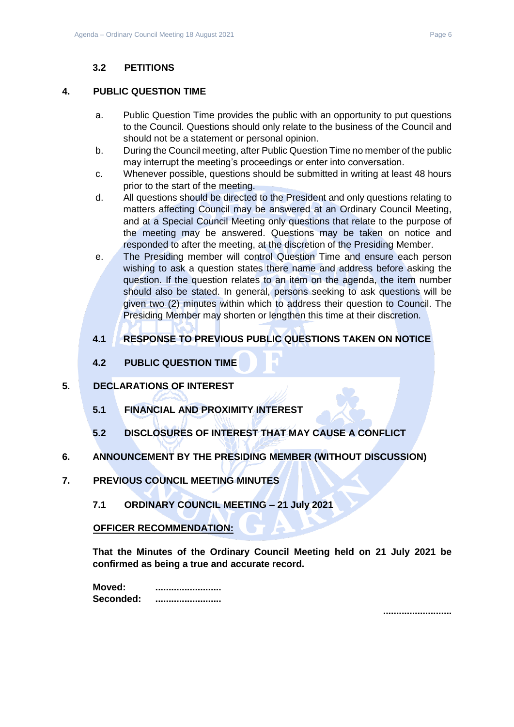### 3.2 PETITIONS

## 4. PUBLIC QUESTION TIME

a. Public Question Time provides the public with an opportunity to put questions to the Council. Questions should only relate to the business of the Council and should not be a statement or personal opinion.

b. During the Council meeting, after Public Question Time no member of the public may interrupt the meeting's proceedings or enter into conversation.

c. Whenever possible, questions should be submitted in writing at least 48 hours prior to the start of the meeting.

d. All questions should be directed to the President and only questions relating to matters affecting Council may be answered at an Ordinary Council Meeting, and at a Special Council Meeting only questions that relate to the purpose of the meeting may be answered. Questions may be taken on notice and responded to after the meeting, at the discretion of the Presiding Member.

e. The Presiding member will control Question Time and ensure each person wishing to ask a question states there name and address before asking the question. If the question relates to an item on the agenda, the item number should also be stated. In general, persons seeking to ask questions will be given two (2) minutes within which to address their question to Council. The Presiding Member may shorten or lengthen this time at their discretion.

### 4.1 RESPONSE TO PREVIOUS PUBLIC QUESTIONS TAKEN ON NOTICE

### 4.2 PUBLIC QUESTION TIME

## 5. DECLARATIONS OF INTEREST

### 5.1 FINANCIAL AND PROXIMITY INTEREST

### 5.2 DISCLOSURES OF INTEREST THAT MAY CAUSE A CONFLICT

## 6. ANNOUNCEMENT BY THE PRESIDING MEMBER (WITHOUT DISCUSSION)

## 7. PREVIOUS COUNCIL MEETING MINUTES

### 7.1 ORDINARY COUNCIL MEETING – 21 July 2021

**<u>OFFICER RECOMMENDATION:</u>**

**That the Minutes of the Ordinary Council Meeting held on 21 July 2021 be confirmed as being a true and accurate record.**

**Moved:** .........................
**Seconded:** .........................

..........................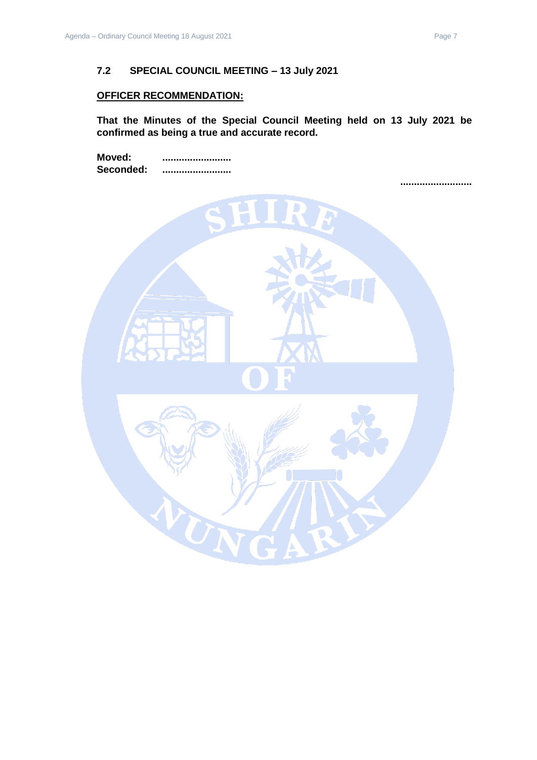### 7.2 SPECIAL COUNCIL MEETING – 13 July 2021

**OFFICER RECOMMENDATION:**

**That the Minutes of the Special Council Meeting held on 13 July 2021 be confirmed as being a true and accurate record.**

**Moved:** .........................
**Seconded:** .........................

..........................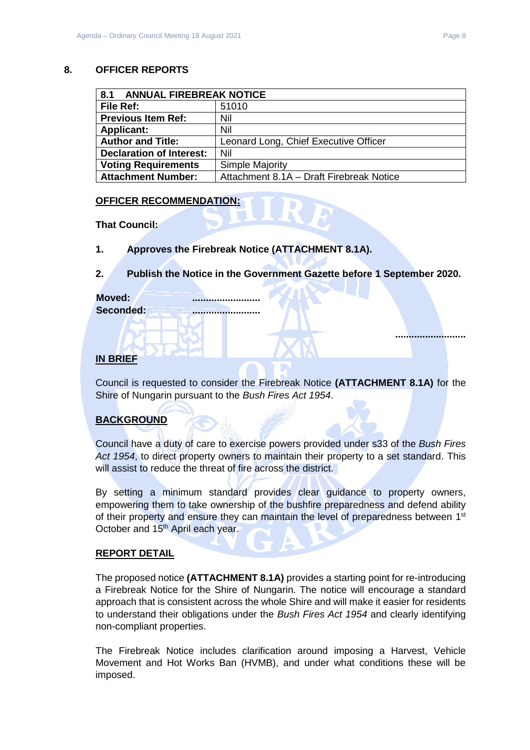## 8. OFFICER REPORTS

| 8.1 ANNUAL FIREBREAK NOTICE | |
|---|---|
| **File Ref:** | 51010 |
| **Previous Item Ref:** | Nil |
| **Applicant:** | Nil |
| **Author and Title:** | Leonard Long, Chief Executive Officer |
| **Declaration of Interest:** | Nil |
| **Voting Requirements** | Simple Majority |
| **Attachment Number:** | Attachment 8.1A – Draft Firebreak Notice |

**OFFICER RECOMMENDATION:**

**That Council:**

1. **Approves the Firebreak Notice (ATTACHMENT 8.1A).**

2. **Publish the Notice in the Government Gazette before 1 September 2020.**

**Moved:** .........................
**Seconded:** .........................

..........................

**IN BRIEF**

Council is requested to consider the Firebreak Notice **(ATTACHMENT 8.1A)** for the Shire of Nungarin pursuant to the *Bush Fires Act 1954*.

**BACKGROUND**

Council have a duty of care to exercise powers provided under s33 of the *Bush Fires Act 1954*, to direct property owners to maintain their property to a set standard. This will assist to reduce the threat of fire across the district.

By setting a minimum standard provides clear guidance to property owners, empowering them to take ownership of the bushfire preparedness and defend ability of their property and ensure they can maintain the level of preparedness between 1st October and 15th April each year.

**REPORT DETAIL**

The proposed notice **(ATTACHMENT 8.1A)** provides a starting point for re-introducing a Firebreak Notice for the Shire of Nungarin. The notice will encourage a standard approach that is consistent across the whole Shire and will make it easier for residents to understand their obligations under the *Bush Fires Act 1954* and clearly identifying non-compliant properties.

The Firebreak Notice includes clarification around imposing a Harvest, Vehicle Movement and Hot Works Ban (HVMB), and under what conditions these will be imposed.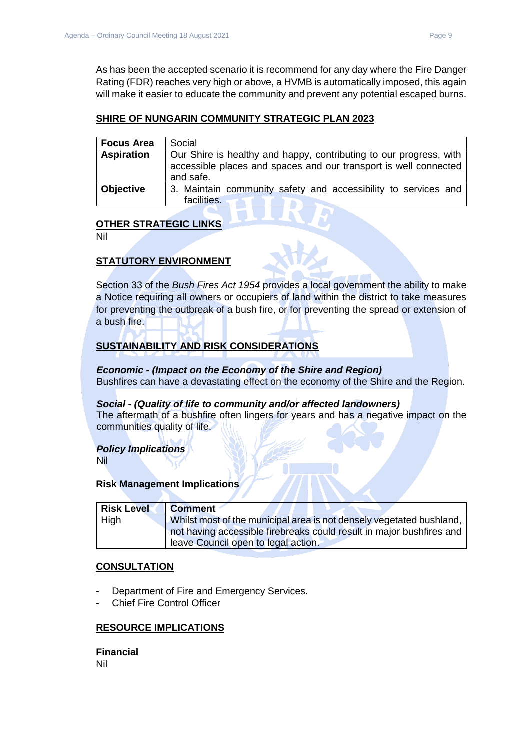As has been the accepted scenario it is recommend for any day where the Fire Danger Rating (FDR) reaches very high or above, a HVMB is automatically imposed, this again will make it easier to educate the community and prevent any potential escaped burns.

## SHIRE OF NUNGARIN COMMUNITY STRATEGIC PLAN 2023

| **Focus Area** | Social |
|---|---|
| **Aspiration** | Our Shire is healthy and happy, contributing to our progress, with accessible places and spaces and our transport is well connected and safe. |
| **Objective** | 3. Maintain community safety and accessibility to services and facilities. |

## OTHER STRATEGIC LINKS

Nil

## STATUTORY ENVIRONMENT

Section 33 of the *Bush Fires Act 1954* provides a local government the ability to make a Notice requiring all owners or occupiers of land within the district to take measures for preventing the outbreak of a bush fire, or for preventing the spread or extension of a bush fire.

## SUSTAINABILITY AND RISK CONSIDERATIONS

***Economic - (Impact on the Economy of the Shire and Region)***

Bushfires can have a devastating effect on the economy of the Shire and the Region.

***Social - (Quality of life to community and/or affected landowners)***

The aftermath of a bushfire often lingers for years and has a negative impact on the communities quality of life.

***Policy Implications***

Nil

**Risk Management Implications**

| **Risk Level** | **Comment** |
|---|---|
| High | Whilst most of the municipal area is not densely vegetated bushland, not having accessible firebreaks could result in major bushfires and leave Council open to legal action. |

## CONSULTATION

- Department of Fire and Emergency Services.
- Chief Fire Control Officer

## RESOURCE IMPLICATIONS

**Financial**

Nil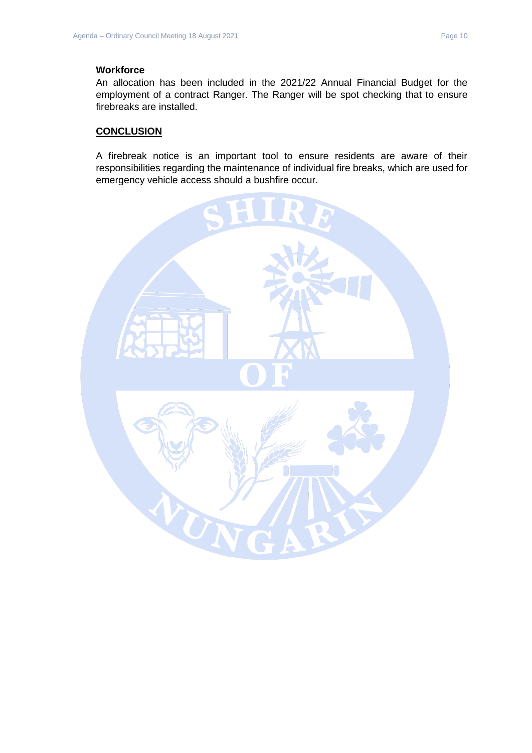**Workforce**

An allocation has been included in the 2021/22 Annual Financial Budget for the employment of a contract Ranger. The Ranger will be spot checking that to ensure firebreaks are installed.

## CONCLUSION

A firebreak notice is an important tool to ensure residents are aware of their responsibilities regarding the maintenance of individual fire breaks, which are used for emergency vehicle access should a bushfire occur.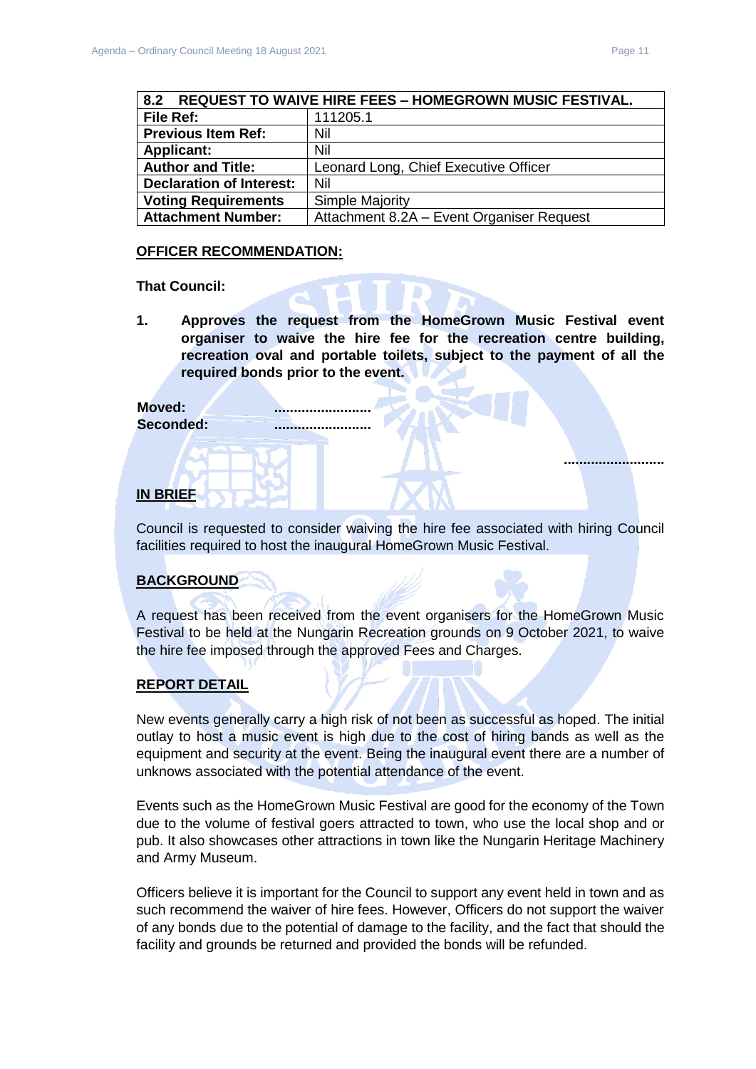| 8.2 REQUEST TO WAIVE HIRE FEES – HOMEGROWN MUSIC FESTIVAL. | |
|---|---|
| **File Ref:** | 111205.1 |
| **Previous Item Ref:** | Nil |
| **Applicant:** | Nil |
| **Author and Title:** | Leonard Long, Chief Executive Officer |
| **Declaration of Interest:** | Nil |
| **Voting Requirements** | Simple Majority |
| **Attachment Number:** | Attachment 8.2A – Event Organiser Request |

**OFFICER RECOMMENDATION:**

**That Council:**

1. **Approves the request from the HomeGrown Music Festival event organiser to waive the hire fee for the recreation centre building, recreation oval and portable toilets, subject to the payment of all the required bonds prior to the event.**

**Moved:** .........................
**Seconded:** .........................

.........................

**IN BRIEF**

Council is requested to consider waiving the hire fee associated with hiring Council facilities required to host the inaugural HomeGrown Music Festival.

**BACKGROUND**

A request has been received from the event organisers for the HomeGrown Music Festival to be held at the Nungarin Recreation grounds on 9 October 2021, to waive the hire fee imposed through the approved Fees and Charges.

**REPORT DETAIL**

New events generally carry a high risk of not been as successful as hoped. The initial outlay to host a music event is high due to the cost of hiring bands as well as the equipment and security at the event. Being the inaugural event there are a number of unknows associated with the potential attendance of the event.

Events such as the HomeGrown Music Festival are good for the economy of the Town due to the volume of festival goers attracted to town, who use the local shop and or pub. It also showcases other attractions in town like the Nungarin Heritage Machinery and Army Museum.

Officers believe it is important for the Council to support any event held in town and as such recommend the waiver of hire fees. However, Officers do not support the waiver of any bonds due to the potential of damage to the facility, and the fact that should the facility and grounds be returned and provided the bonds will be refunded.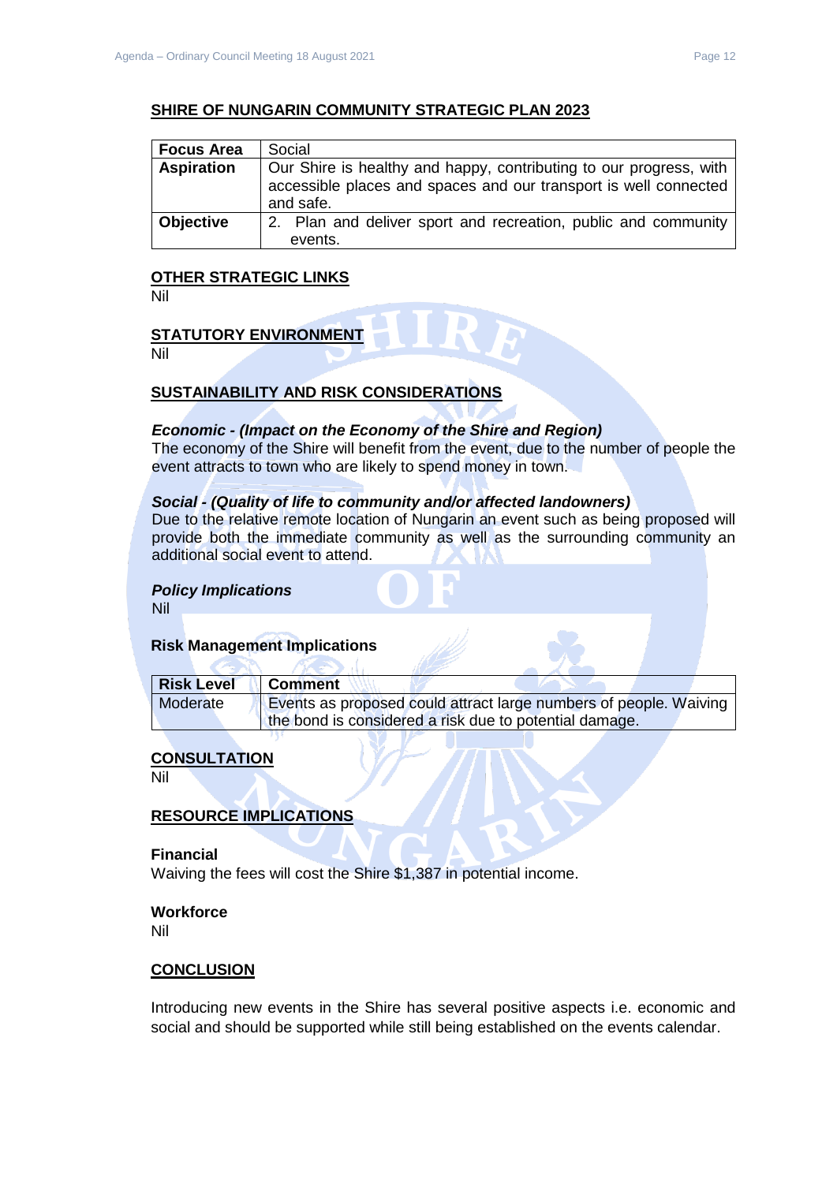## SHIRE OF NUNGARIN COMMUNITY STRATEGIC PLAN 2023

| **Focus Area** | Social |
|---|---|
| **Aspiration** | Our Shire is healthy and happy, contributing to our progress, with accessible places and spaces and our transport is well connected and safe. |
| **Objective** | 2. Plan and deliver sport and recreation, public and community events. |

## OTHER STRATEGIC LINKS

Nil

## STATUTORY ENVIRONMENT

Nil

## SUSTAINABILITY AND RISK CONSIDERATIONS

***Economic - (Impact on the Economy of the Shire and Region)***

The economy of the Shire will benefit from the event, due to the number of people the event attracts to town who are likely to spend money in town.

***Social - (Quality of life to community and/or affected landowners)***

Due to the relative remote location of Nungarin an event such as being proposed will provide both the immediate community as well as the surrounding community an additional social event to attend.

***Policy Implications***

Nil

**Risk Management Implications**

| **Risk Level** | **Comment** |
|---|---|
| Moderate | Events as proposed could attract large numbers of people. Waiving the bond is considered a risk due to potential damage. |

## CONSULTATION

Nil

## RESOURCE IMPLICATIONS

**Financial**

Waiving the fees will cost the Shire $1,387 in potential income.

**Workforce**

Nil

## CONCLUSION

Introducing new events in the Shire has several positive aspects i.e. economic and social and should be supported while still being established on the events calendar.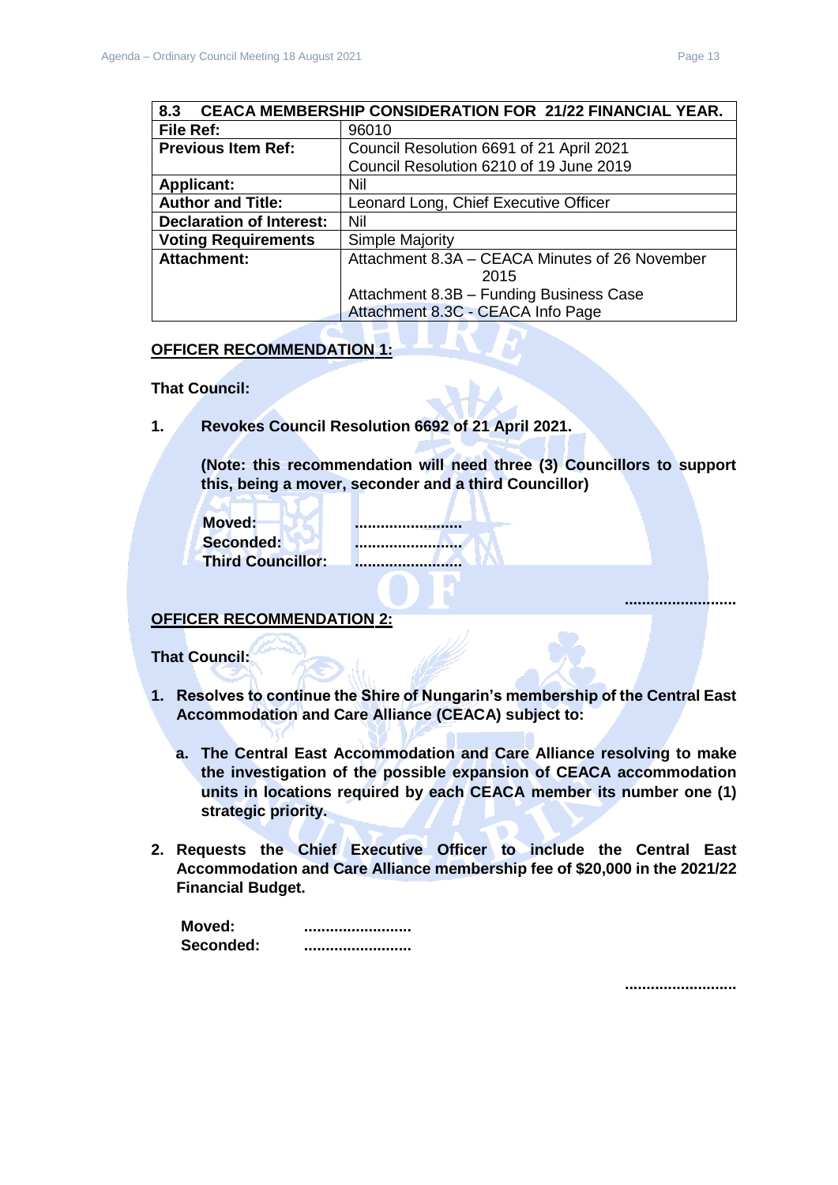| 8.3 CEACA MEMBERSHIP CONSIDERATION FOR 21/22 FINANCIAL YEAR. | |
|---|---|
| **File Ref:** | 96010 |
| **Previous Item Ref:** | Council Resolution 6691 of 21 April 2021<br>Council Resolution 6210 of 19 June 2019 |
| **Applicant:** | Nil |
| **Author and Title:** | Leonard Long, Chief Executive Officer |
| **Declaration of Interest:** | Nil |
| **Voting Requirements** | Simple Majority |
| **Attachment:** | Attachment 8.3A – CEACA Minutes of 26 November 2015<br>Attachment 8.3B – Funding Business Case<br>Attachment 8.3C - CEACA Info Page |

**OFFICER RECOMMENDATION 1:**

**That Council:**

**1. Revokes Council Resolution 6692 of 21 April 2021.**

**(Note: this recommendation will need three (3) Councillors to support this, being a mover, seconder and a third Councillor)**

**Moved:** .........................
**Seconded:** .........................
**Third Councillor:** .........................

.........................

**OFFICER RECOMMENDATION 2:**

**That Council:**

1. **Resolves to continue the Shire of Nungarin's membership of the Central East Accommodation and Care Alliance (CEACA) subject to:**
   a. **The Central East Accommodation and Care Alliance resolving to make the investigation of the possible expansion of CEACA accommodation units in locations required by each CEACA member its number one (1) strategic priority.**
2. **Requests the Chief Executive Officer to include the Central East Accommodation and Care Alliance membership fee of $20,000 in the 2021/22 Financial Budget.**

**Moved:** .........................
**Seconded:** .........................

.........................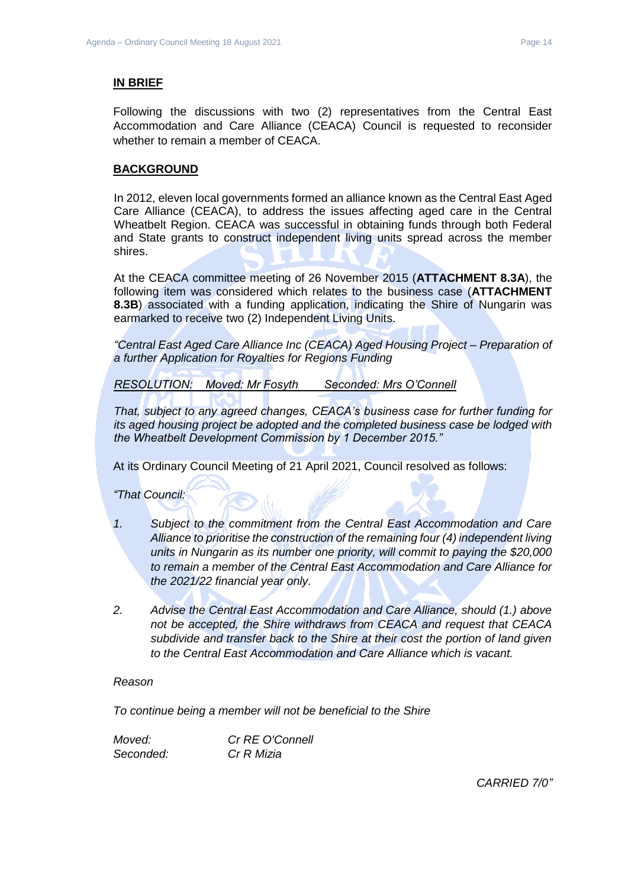**IN BRIEF**

Following the discussions with two (2) representatives from the Central East Accommodation and Care Alliance (CEACA) Council is requested to reconsider whether to remain a member of CEACA.

**BACKGROUND**

In 2012, eleven local governments formed an alliance known as the Central East Aged Care Alliance (CEACA), to address the issues affecting aged care in the Central Wheatbelt Region. CEACA was successful in obtaining funds through both Federal and State grants to construct independent living units spread across the member shires.

At the CEACA committee meeting of 26 November 2015 (**ATTACHMENT 8.3A**), the following item was considered which relates to the business case (**ATTACHMENT 8.3B**) associated with a funding application, indicating the Shire of Nungarin was earmarked to receive two (2) Independent Living Units.

*"Central East Aged Care Alliance Inc (CEACA) Aged Housing Project – Preparation of a further Application for Royalties for Regions Funding*

*RESOLUTION: Moved: Mr Fosyth Seconded: Mrs O'Connell*

*That, subject to any agreed changes, CEACA's business case for further funding for its aged housing project be adopted and the completed business case be lodged with the Wheatbelt Development Commission by 1 December 2015."*

At its Ordinary Council Meeting of 21 April 2021, Council resolved as follows:

*"That Council:*

*1. Subject to the commitment from the Central East Accommodation and Care Alliance to prioritise the construction of the remaining four (4) independent living units in Nungarin as its number one priority, will commit to paying the $20,000 to remain a member of the Central East Accommodation and Care Alliance for the 2021/22 financial year only.*

*2. Advise the Central East Accommodation and Care Alliance, should (1.) above not be accepted, the Shire withdraws from CEACA and request that CEACA subdivide and transfer back to the Shire at their cost the portion of land given to the Central East Accommodation and Care Alliance which is vacant.*

*Reason*

*To continue being a member will not be beneficial to the Shire*

*Moved: Cr RE O'Connell*
*Seconded: Cr R Mizia*

*CARRIED 7/0"*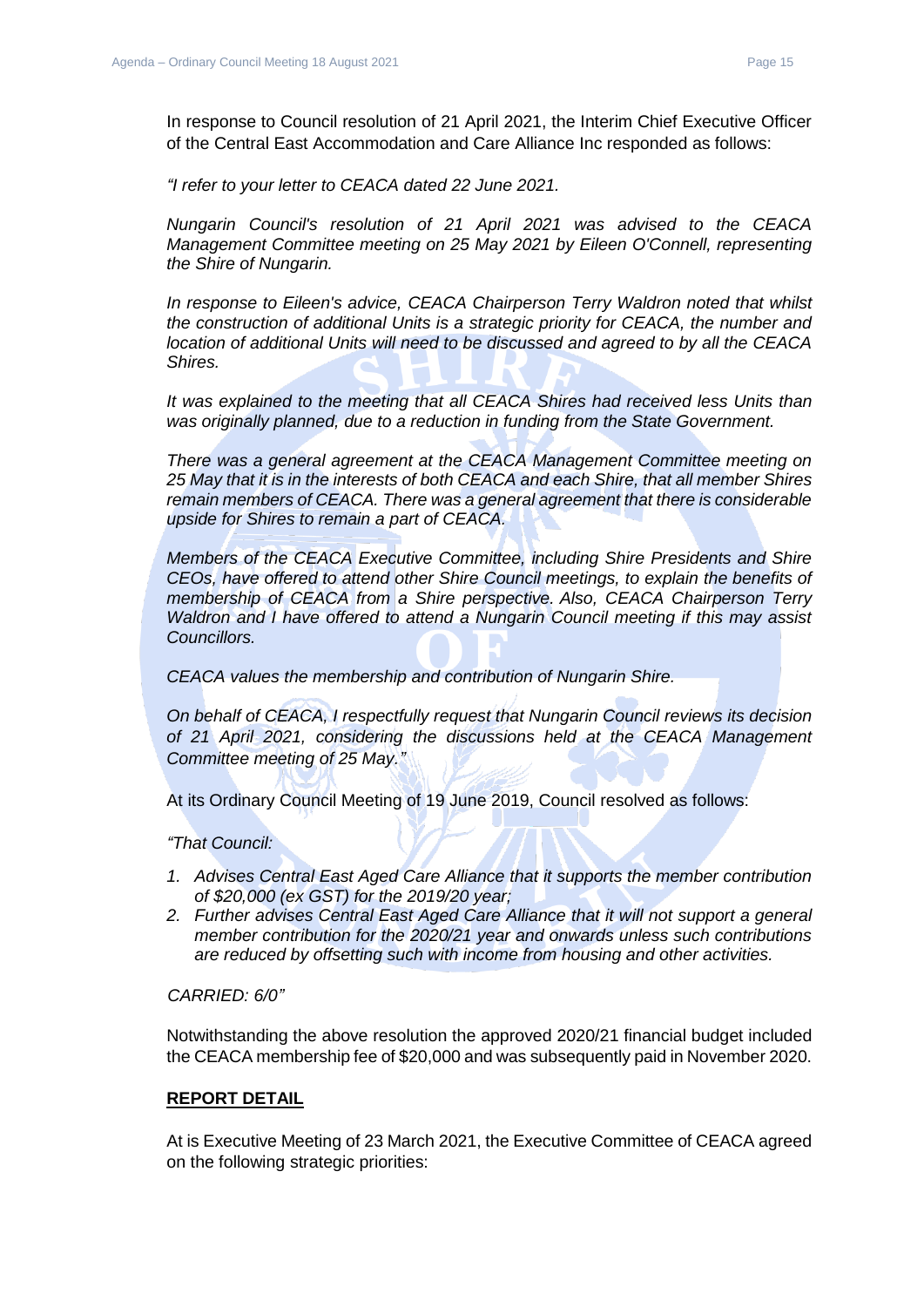In response to Council resolution of 21 April 2021, the Interim Chief Executive Officer of the Central East Accommodation and Care Alliance Inc responded as follows:

*"I refer to your letter to CEACA dated 22 June 2021.*

*Nungarin Council's resolution of 21 April 2021 was advised to the CEACA Management Committee meeting on 25 May 2021 by Eileen O'Connell, representing the Shire of Nungarin.*

*In response to Eileen's advice, CEACA Chairperson Terry Waldron noted that whilst the construction of additional Units is a strategic priority for CEACA, the number and location of additional Units will need to be discussed and agreed to by all the CEACA Shires.*

*It was explained to the meeting that all CEACA Shires had received less Units than was originally planned, due to a reduction in funding from the State Government.*

*There was a general agreement at the CEACA Management Committee meeting on 25 May that it is in the interests of both CEACA and each Shire, that all member Shires remain members of CEACA. There was a general agreement that there is considerable upside for Shires to remain a part of CEACA.*

*Members of the CEACA Executive Committee, including Shire Presidents and Shire CEOs, have offered to attend other Shire Council meetings, to explain the benefits of membership of CEACA from a Shire perspective. Also, CEACA Chairperson Terry Waldron and I have offered to attend a Nungarin Council meeting if this may assist Councillors.*

*CEACA values the membership and contribution of Nungarin Shire.*

*On behalf of CEACA, I respectfully request that Nungarin Council reviews its decision of 21 April 2021, considering the discussions held at the CEACA Management Committee meeting of 25 May."*

At its Ordinary Council Meeting of 19 June 2019, Council resolved as follows:

*"That Council:*

1. *Advises Central East Aged Care Alliance that it supports the member contribution of $20,000 (ex GST) for the 2019/20 year;*
2. *Further advises Central East Aged Care Alliance that it will not support a general member contribution for the 2020/21 year and onwards unless such contributions are reduced by offsetting such with income from housing and other activities.*

*CARRIED: 6/0"*

Notwithstanding the above resolution the approved 2020/21 financial budget included the CEACA membership fee of $20,000 and was subsequently paid in November 2020.

**REPORT DETAIL**

At is Executive Meeting of 23 March 2021, the Executive Committee of CEACA agreed on the following strategic priorities: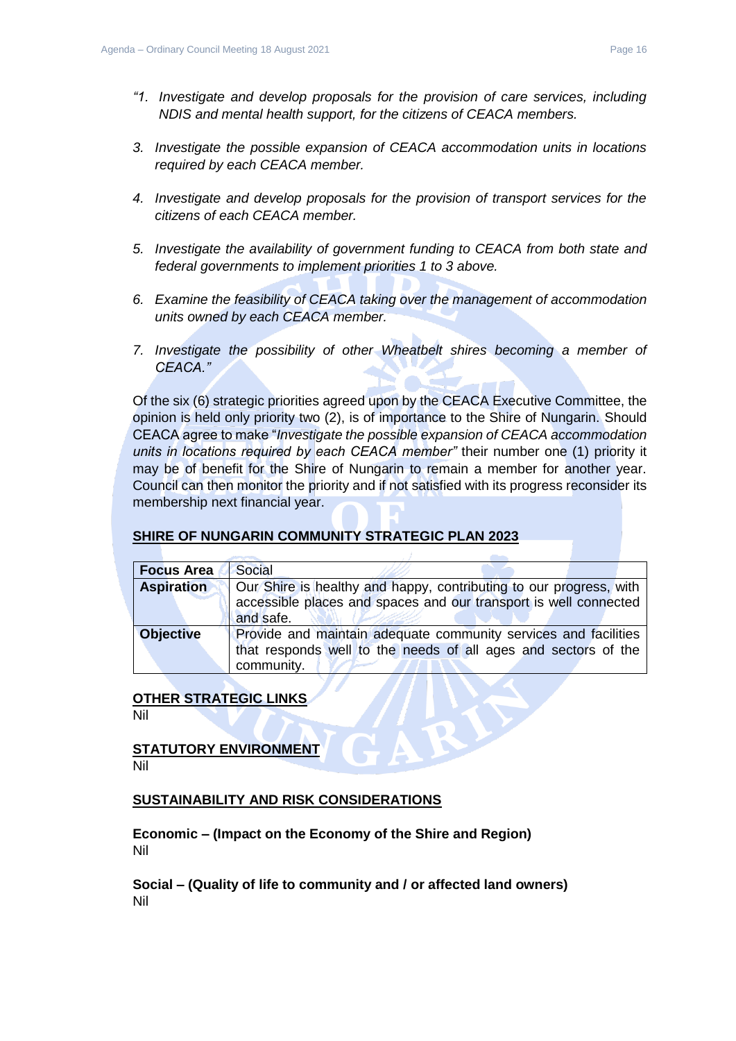*"1. Investigate and develop proposals for the provision of care services, including NDIS and mental health support, for the citizens of CEACA members.*

*3. Investigate the possible expansion of CEACA accommodation units in locations required by each CEACA member.*

*4. Investigate and develop proposals for the provision of transport services for the citizens of each CEACA member.*

*5. Investigate the availability of government funding to CEACA from both state and federal governments to implement priorities 1 to 3 above.*

*6. Examine the feasibility of CEACA taking over the management of accommodation units owned by each CEACA member.*

*7. Investigate the possibility of other Wheatbelt shires becoming a member of CEACA."*

Of the six (6) strategic priorities agreed upon by the CEACA Executive Committee, the opinion is held only priority two (2), is of importance to the Shire of Nungarin. Should CEACA agree to make "*Investigate the possible expansion of CEACA accommodation units in locations required by each CEACA member"* their number one (1) priority it may be of benefit for the Shire of Nungarin to remain a member for another year. Council can then monitor the priority and if not satisfied with its progress reconsider its membership next financial year.

**SHIRE OF NUNGARIN COMMUNITY STRATEGIC PLAN 2023**

| **Focus Area** | Social |
|---|---|
| **Aspiration** | Our Shire is healthy and happy, contributing to our progress, with accessible places and spaces and our transport is well connected and safe. |
| **Objective** | Provide and maintain adequate community services and facilities that responds well to the needs of all ages and sectors of the community. |

**OTHER STRATEGIC LINKS**
Nil

**STATUTORY ENVIRONMENT**
Nil

**SUSTAINABILITY AND RISK CONSIDERATIONS**

**Economic – (Impact on the Economy of the Shire and Region)**
Nil

**Social – (Quality of life to community and / or affected land owners)**
Nil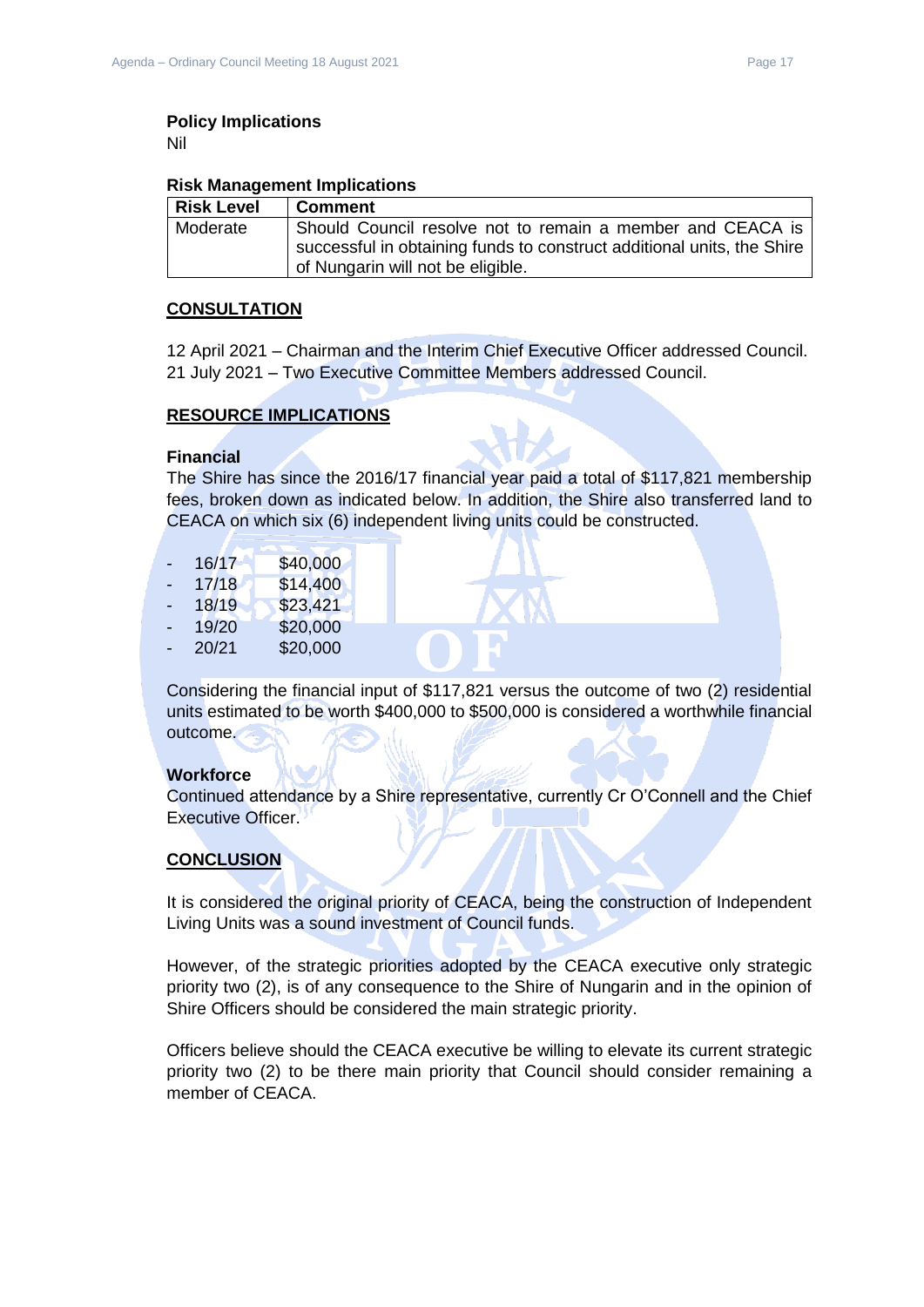**Policy Implications**
Nil

**Risk Management Implications**

| Risk Level | Comment |
|---|---|
| Moderate | Should Council resolve not to remain a member and CEACA is successful in obtaining funds to construct additional units, the Shire of Nungarin will not be eligible. |

## CONSULTATION

12 April 2021 – Chairman and the Interim Chief Executive Officer addressed Council.
21 July 2021 – Two Executive Committee Members addressed Council.

## RESOURCE IMPLICATIONS

**Financial**
The Shire has since the 2016/17 financial year paid a total of $117,821 membership fees, broken down as indicated below. In addition, the Shire also transferred land to CEACA on which six (6) independent living units could be constructed.

- 16/17 $40,000
- 17/18 $14,400
- 18/19 $23,421
- 19/20 $20,000
- 20/21 $20,000

Considering the financial input of $117,821 versus the outcome of two (2) residential units estimated to be worth $400,000 to $500,000 is considered a worthwhile financial outcome.

**Workforce**
Continued attendance by a Shire representative, currently Cr O'Connell and the Chief Executive Officer.

## CONCLUSION

It is considered the original priority of CEACA, being the construction of Independent Living Units was a sound investment of Council funds.

However, of the strategic priorities adopted by the CEACA executive only strategic priority two (2), is of any consequence to the Shire of Nungarin and in the opinion of Shire Officers should be considered the main strategic priority.

Officers believe should the CEACA executive be willing to elevate its current strategic priority two (2) to be there main priority that Council should consider remaining a member of CEACA.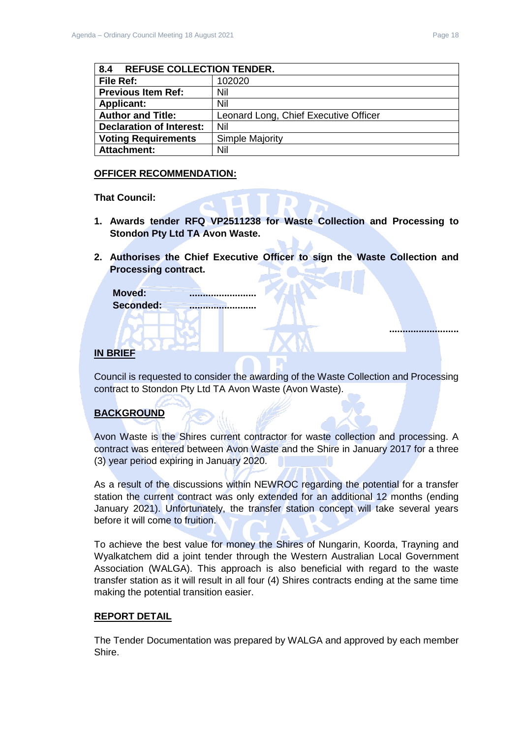| 8.4 REFUSE COLLECTION TENDER. | |
|---|---|
| **File Ref:** | 102020 |
| **Previous Item Ref:** | Nil |
| **Applicant:** | Nil |
| **Author and Title:** | Leonard Long, Chief Executive Officer |
| **Declaration of Interest:** | Nil |
| **Voting Requirements** | Simple Majority |
| **Attachment:** | Nil |

**OFFICER RECOMMENDATION:**

**That Council:**

1. **Awards tender RFQ VP2511238 for Waste Collection and Processing to Stondon Pty Ltd TA Avon Waste.**

2. **Authorises the Chief Executive Officer to sign the Waste Collection and Processing contract.**

**Moved:** .........................
**Seconded:** .........................

..........................

**IN BRIEF**

Council is requested to consider the awarding of the Waste Collection and Processing contract to Stondon Pty Ltd TA Avon Waste (Avon Waste).

**BACKGROUND**

Avon Waste is the Shires current contractor for waste collection and processing. A contract was entered between Avon Waste and the Shire in January 2017 for a three (3) year period expiring in January 2020.

As a result of the discussions within NEWROC regarding the potential for a transfer station the current contract was only extended for an additional 12 months (ending January 2021). Unfortunately, the transfer station concept will take several years before it will come to fruition.

To achieve the best value for money the Shires of Nungarin, Koorda, Trayning and Wyalkatchem did a joint tender through the Western Australian Local Government Association (WALGA). This approach is also beneficial with regard to the waste transfer station as it will result in all four (4) Shires contracts ending at the same time making the potential transition easier.

**REPORT DETAIL**

The Tender Documentation was prepared by WALGA and approved by each member Shire.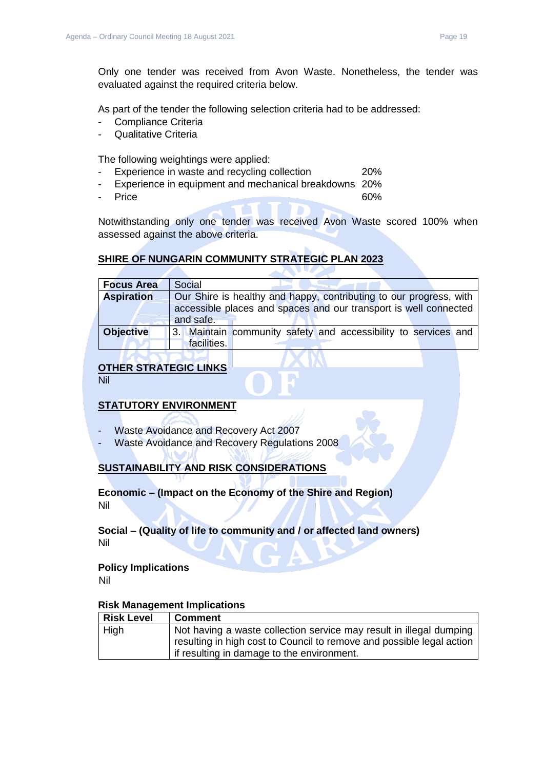Only one tender was received from Avon Waste. Nonetheless, the tender was evaluated against the required criteria below.

As part of the tender the following selection criteria had to be addressed:

- Compliance Criteria
- Qualitative Criteria

The following weightings were applied:

- Experience in waste and recycling collection 20%
- Experience in equipment and mechanical breakdowns 20%
- Price 60%

Notwithstanding only one tender was received Avon Waste scored 100% when assessed against the above criteria.

## SHIRE OF NUNGARIN COMMUNITY STRATEGIC PLAN 2023

| **Focus Area** | Social |
|---|---|
| **Aspiration** | Our Shire is healthy and happy, contributing to our progress, with accessible places and spaces and our transport is well connected and safe. |
| **Objective** | 3. Maintain community safety and accessibility to services and facilities. |

## OTHER STRATEGIC LINKS

Nil

## STATUTORY ENVIRONMENT

- Waste Avoidance and Recovery Act 2007
- Waste Avoidance and Recovery Regulations 2008

## SUSTAINABILITY AND RISK CONSIDERATIONS

**Economic – (Impact on the Economy of the Shire and Region)**
Nil

**Social – (Quality of life to community and / or affected land owners)**
Nil

**Policy Implications**
Nil

**Risk Management Implications**

| Risk Level | Comment |
|---|---|
| High | Not having a waste collection service may result in illegal dumping resulting in high cost to Council to remove and possible legal action if resulting in damage to the environment. |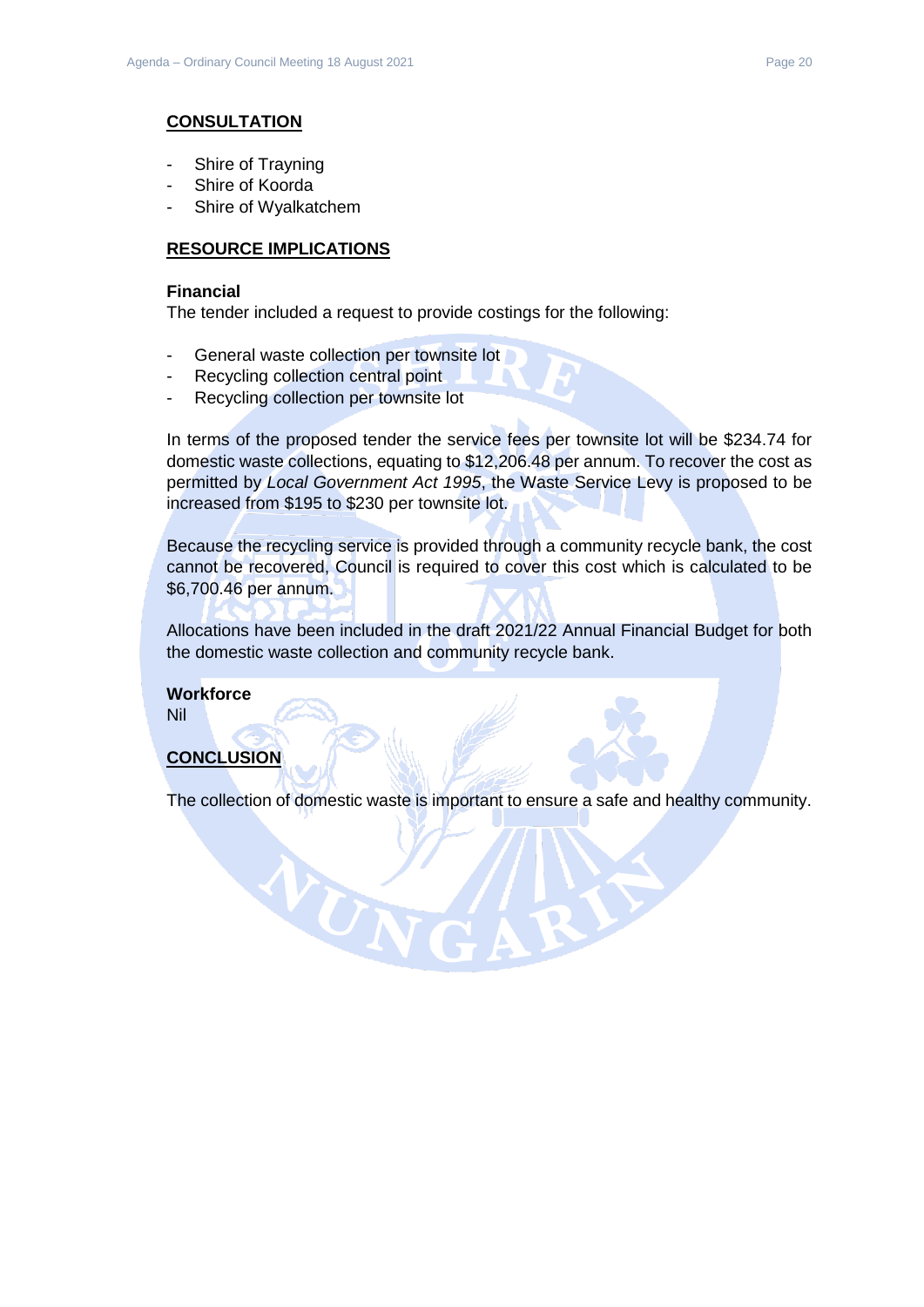## CONSULTATION

- Shire of Trayning
- Shire of Koorda
- Shire of Wyalkatchem

## RESOURCE IMPLICATIONS

**Financial**

The tender included a request to provide costings for the following:

- General waste collection per townsite lot
- Recycling collection central point
- Recycling collection per townsite lot

In terms of the proposed tender the service fees per townsite lot will be $234.74 for domestic waste collections, equating to $12,206.48 per annum. To recover the cost as permitted by *Local Government Act 1995*, the Waste Service Levy is proposed to be increased from $195 to $230 per townsite lot.

Because the recycling service is provided through a community recycle bank, the cost cannot be recovered, Council is required to cover this cost which is calculated to be $6,700.46 per annum.

Allocations have been included in the draft 2021/22 Annual Financial Budget for both the domestic waste collection and community recycle bank.

**Workforce**

Nil

## CONCLUSION

The collection of domestic waste is important to ensure a safe and healthy community.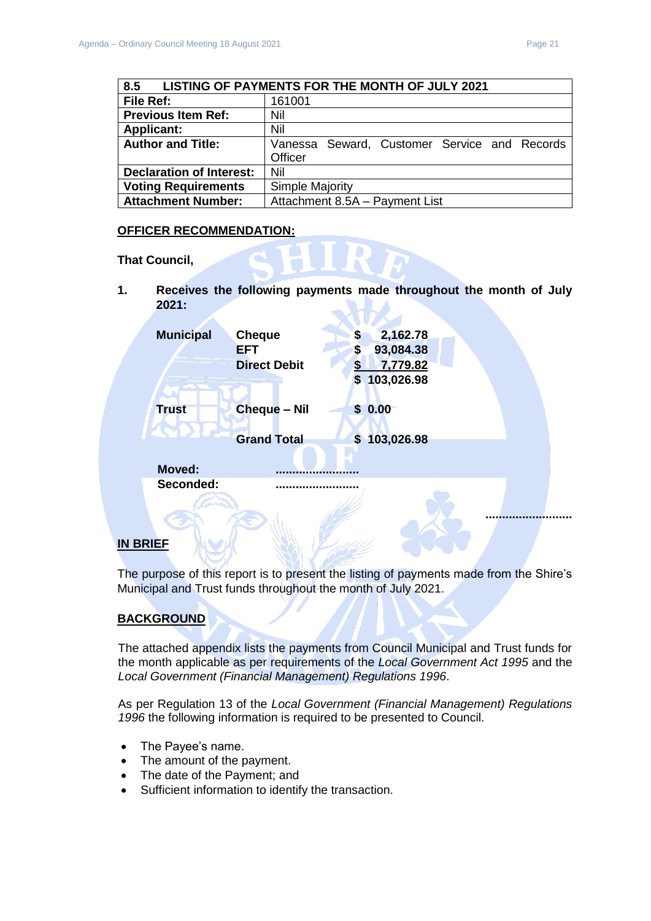| 8.5 LISTING OF PAYMENTS FOR THE MONTH OF JULY 2021 | |
|---|---|
| **File Ref:** | 161001 |
| **Previous Item Ref:** | Nil |
| **Applicant:** | Nil |
| **Author and Title:** | Vanessa Seward, Customer Service and Records Officer |
| **Declaration of Interest:** | Nil |
| **Voting Requirements** | Simple Majority |
| **Attachment Number:** | Attachment 8.5A – Payment List |

**OFFICER RECOMMENDATION:**

**That Council,**

**1. Receives the following payments made throughout the month of July 2021:**

| | | |
|---|---|---|
| **Municipal** | **Cheque** | **$ 2,162.78** |
| | **EFT** | **$ 93,084.38** |
| | **Direct Debit** | **$ 7,779.82** |
| | | **$ 103,026.98** |
| **Trust** | **Cheque – Nil** | **$ 0.00** |
| | **Grand Total** | **$ 103,026.98** |

**Moved:** .........................
**Seconded:** .........................

.........................

**IN BRIEF**

The purpose of this report is to present the listing of payments made from the Shire's Municipal and Trust funds throughout the month of July 2021.

**BACKGROUND**

The attached appendix lists the payments from Council Municipal and Trust funds for the month applicable as per requirements of the *Local Government Act 1995* and the *Local Government (Financial Management) Regulations 1996*.

As per Regulation 13 of the *Local Government (Financial Management) Regulations 1996* the following information is required to be presented to Council.

- The Payee's name.
- The amount of the payment.
- The date of the Payment; and
- Sufficient information to identify the transaction.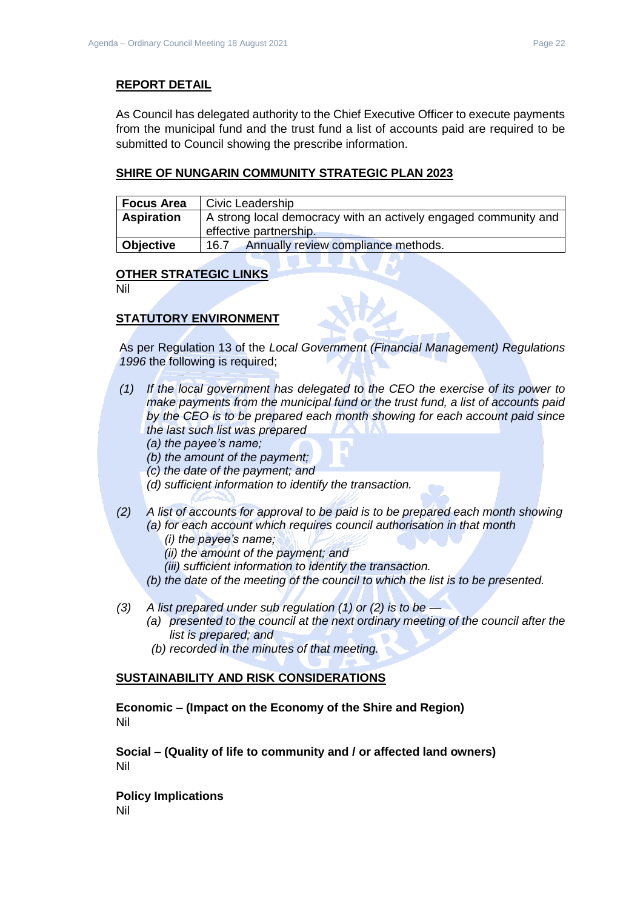## REPORT DETAIL

As Council has delegated authority to the Chief Executive Officer to execute payments from the municipal fund and the trust fund a list of accounts paid are required to be submitted to Council showing the prescribe information.

## SHIRE OF NUNGARIN COMMUNITY STRATEGIC PLAN 2023

| **Focus Area** | Civic Leadership |
|---|---|
| **Aspiration** | A strong local democracy with an actively engaged community and effective partnership. |
| **Objective** | 16.7 Annually review compliance methods. |

## OTHER STRATEGIC LINKS

Nil

## STATUTORY ENVIRONMENT

As per Regulation 13 of the *Local Government (Financial Management) Regulations 1996* the following is required;

*(1) If the local government has delegated to the CEO the exercise of its power to make payments from the municipal fund or the trust fund, a list of accounts paid by the CEO is to be prepared each month showing for each account paid since the last such list was prepared*

*(a) the payee's name;*

*(b) the amount of the payment;*

*(c) the date of the payment; and*

*(d) sufficient information to identify the transaction.*

*(2) A list of accounts for approval to be paid is to be prepared each month showing*

*(a) for each account which requires council authorisation in that month*

*(i) the payee's name;*

*(ii) the amount of the payment; and*

*(iii) sufficient information to identify the transaction.*

*(b) the date of the meeting of the council to which the list is to be presented.*

*(3) A list prepared under sub regulation (1) or (2) is to be —*

*(a) presented to the council at the next ordinary meeting of the council after the list is prepared; and*

*(b) recorded in the minutes of that meeting.*

## SUSTAINABILITY AND RISK CONSIDERATIONS

**Economic – (Impact on the Economy of the Shire and Region)**

Nil

**Social – (Quality of life to community and / or affected land owners)**

Nil

**Policy Implications**

Nil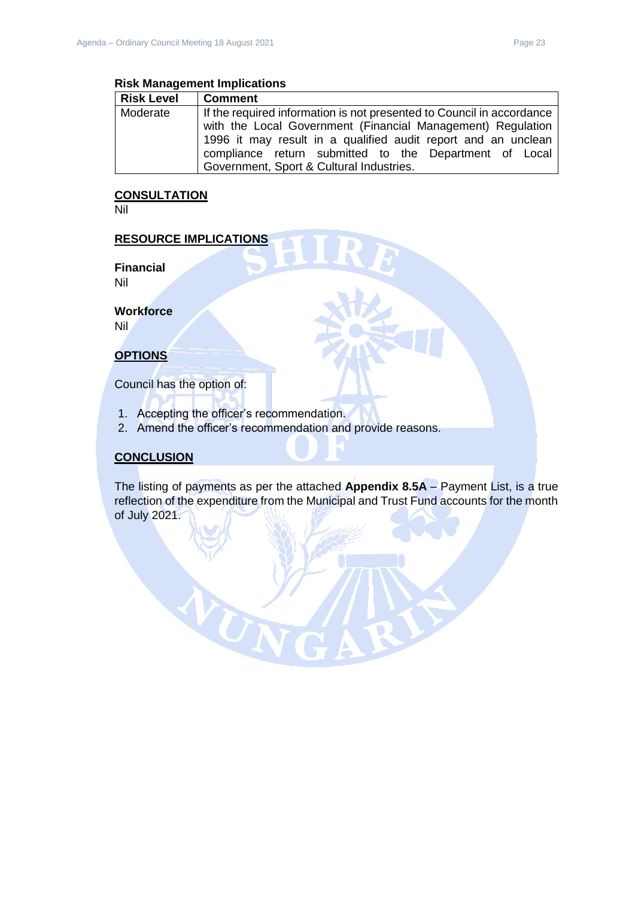### Risk Management Implications

| Risk Level | Comment |
|---|---|
| Moderate | If the required information is not presented to Council in accordance with the Local Government (Financial Management) Regulation 1996 it may result in a qualified audit report and an unclean compliance return submitted to the Department of Local Government, Sport & Cultural Industries. |

## CONSULTATION

Nil

## RESOURCE IMPLICATIONS

**Financial**

Nil

**Workforce**

Nil

## OPTIONS

Council has the option of:

1. Accepting the officer's recommendation.
2. Amend the officer's recommendation and provide reasons.

## CONCLUSION

The listing of payments as per the attached **Appendix 8.5A** – Payment List, is a true reflection of the expenditure from the Municipal and Trust Fund accounts for the month of July 2021.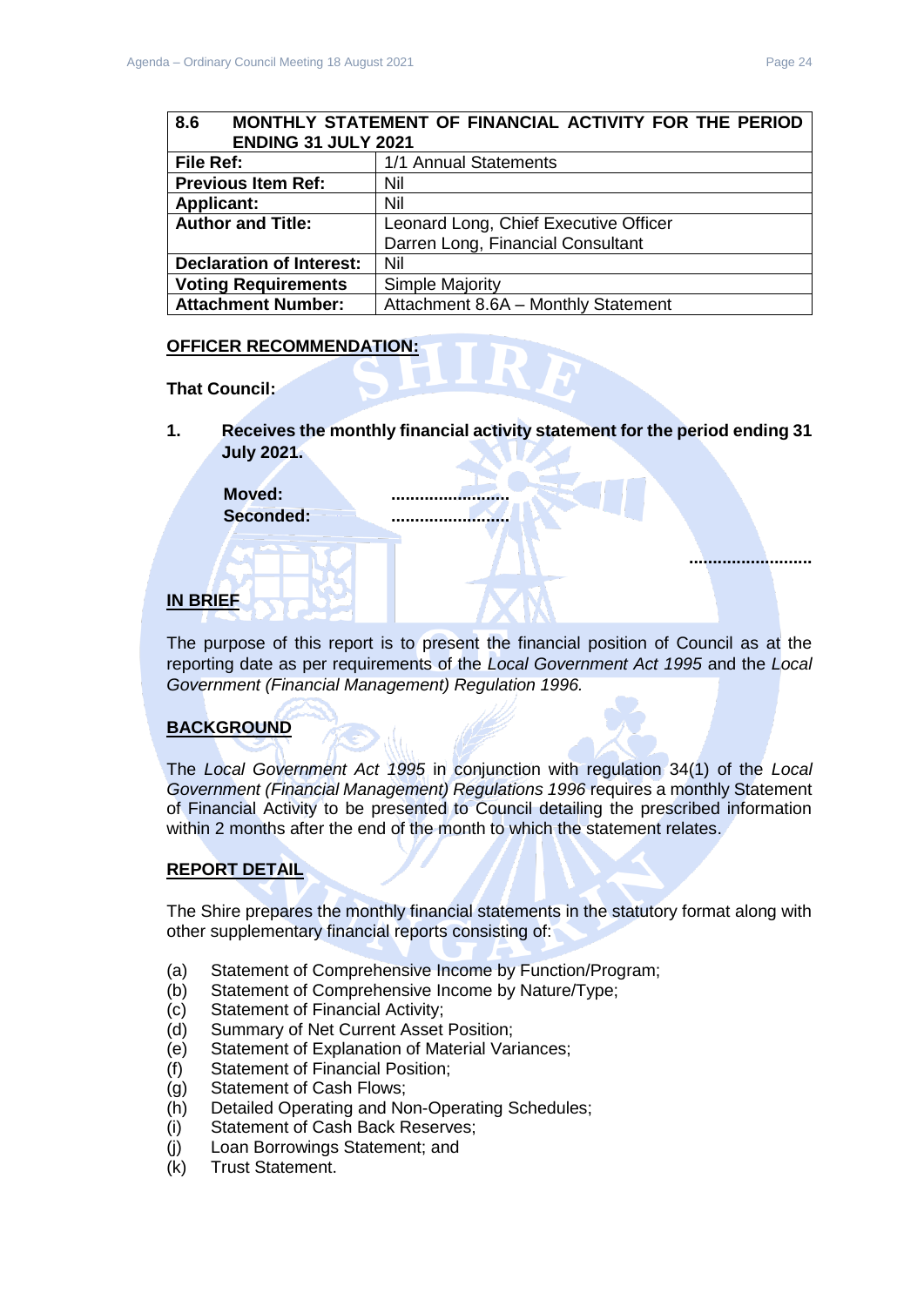| 8.6 MONTHLY STATEMENT OF FINANCIAL ACTIVITY FOR THE PERIOD ENDING 31 JULY 2021 | |
|---|---|
| **File Ref:** | 1/1 Annual Statements |
| **Previous Item Ref:** | Nil |
| **Applicant:** | Nil |
| **Author and Title:** | Leonard Long, Chief Executive Officer<br>Darren Long, Financial Consultant |
| **Declaration of Interest:** | Nil |
| **Voting Requirements** | Simple Majority |
| **Attachment Number:** | Attachment 8.6A – Monthly Statement |

**OFFICER RECOMMENDATION:**

**That Council:**

**1. Receives the monthly financial activity statement for the period ending 31 July 2021.**

**Moved:** ..........................
**Seconded:** ..........................

..........................

**IN BRIEF**

The purpose of this report is to present the financial position of Council as at the reporting date as per requirements of the *Local Government Act 1995* and the *Local Government (Financial Management) Regulation 1996.*

**BACKGROUND**

The *Local Government Act 1995* in conjunction with regulation 34(1) of the *Local Government (Financial Management) Regulations 1996* requires a monthly Statement of Financial Activity to be presented to Council detailing the prescribed information within 2 months after the end of the month to which the statement relates.

**REPORT DETAIL**

The Shire prepares the monthly financial statements in the statutory format along with other supplementary financial reports consisting of:

(a) Statement of Comprehensive Income by Function/Program;
(b) Statement of Comprehensive Income by Nature/Type;
(c) Statement of Financial Activity;
(d) Summary of Net Current Asset Position;
(e) Statement of Explanation of Material Variances;
(f) Statement of Financial Position;
(g) Statement of Cash Flows;
(h) Detailed Operating and Non-Operating Schedules;
(i) Statement of Cash Back Reserves;
(j) Loan Borrowings Statement; and
(k) Trust Statement.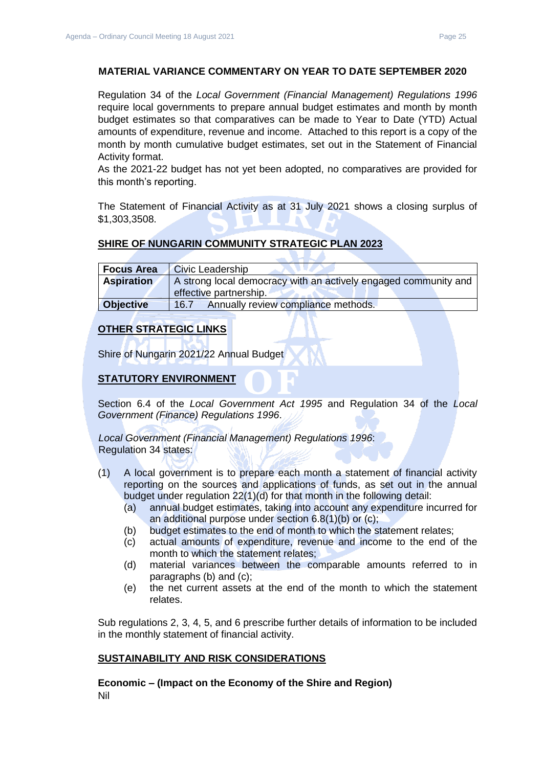**MATERIAL VARIANCE COMMENTARY ON YEAR TO DATE SEPTEMBER 2020**

Regulation 34 of the *Local Government (Financial Management) Regulations 1996* require local governments to prepare annual budget estimates and month by month budget estimates so that comparatives can be made to Year to Date (YTD) Actual amounts of expenditure, revenue and income. Attached to this report is a copy of the month by month cumulative budget estimates, set out in the Statement of Financial Activity format.

As the 2021-22 budget has not yet been adopted, no comparatives are provided for this month's reporting.

The Statement of Financial Activity as at 31 July 2021 shows a closing surplus of $1,303,3508.

## SHIRE OF NUNGARIN COMMUNITY STRATEGIC PLAN 2023

| **Focus Area** | Civic Leadership |
|---|---|
| **Aspiration** | A strong local democracy with an actively engaged community and effective partnership. |
| **Objective** | 16.7 Annually review compliance methods. |

## OTHER STRATEGIC LINKS

Shire of Nungarin 2021/22 Annual Budget

## STATUTORY ENVIRONMENT

Section 6.4 of the *Local Government Act 1995* and Regulation 34 of the *Local Government (Finance) Regulations 1996*.

*Local Government (Financial Management) Regulations 1996*:
Regulation 34 states:

(1) A local government is to prepare each month a statement of financial activity reporting on the sources and applications of funds, as set out in the annual budget under regulation 22(1)(d) for that month in the following detail:
  - (a) annual budget estimates, taking into account any expenditure incurred for an additional purpose under section 6.8(1)(b) or (c);
  - (b) budget estimates to the end of month to which the statement relates;
  - (c) actual amounts of expenditure, revenue and income to the end of the month to which the statement relates;
  - (d) material variances between the comparable amounts referred to in paragraphs (b) and (c);
  - (e) the net current assets at the end of the month to which the statement relates.

Sub regulations 2, 3, 4, 5, and 6 prescribe further details of information to be included in the monthly statement of financial activity.

## SUSTAINABILITY AND RISK CONSIDERATIONS

**Economic – (Impact on the Economy of the Shire and Region)**
Nil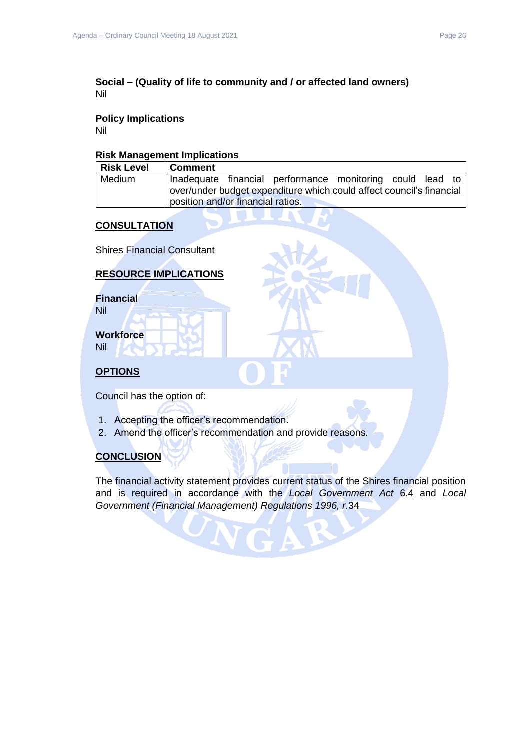**Social – (Quality of life to community and / or affected land owners)**
Nil

**Policy Implications**
Nil

**Risk Management Implications**

| Risk Level | Comment |
|---|---|
| Medium | Inadequate financial performance monitoring could lead to over/under budget expenditure which could affect council's financial position and/or financial ratios. |

## CONSULTATION

Shires Financial Consultant

## RESOURCE IMPLICATIONS

**Financial**
Nil

**Workforce**
Nil

## OPTIONS

Council has the option of:

1. Accepting the officer's recommendation.
2. Amend the officer's recommendation and provide reasons.

## CONCLUSION

The financial activity statement provides current status of the Shires financial position and is required in accordance with the *Local Government Act* 6.4 and *Local Government (Financial Management) Regulations 1996, r.*34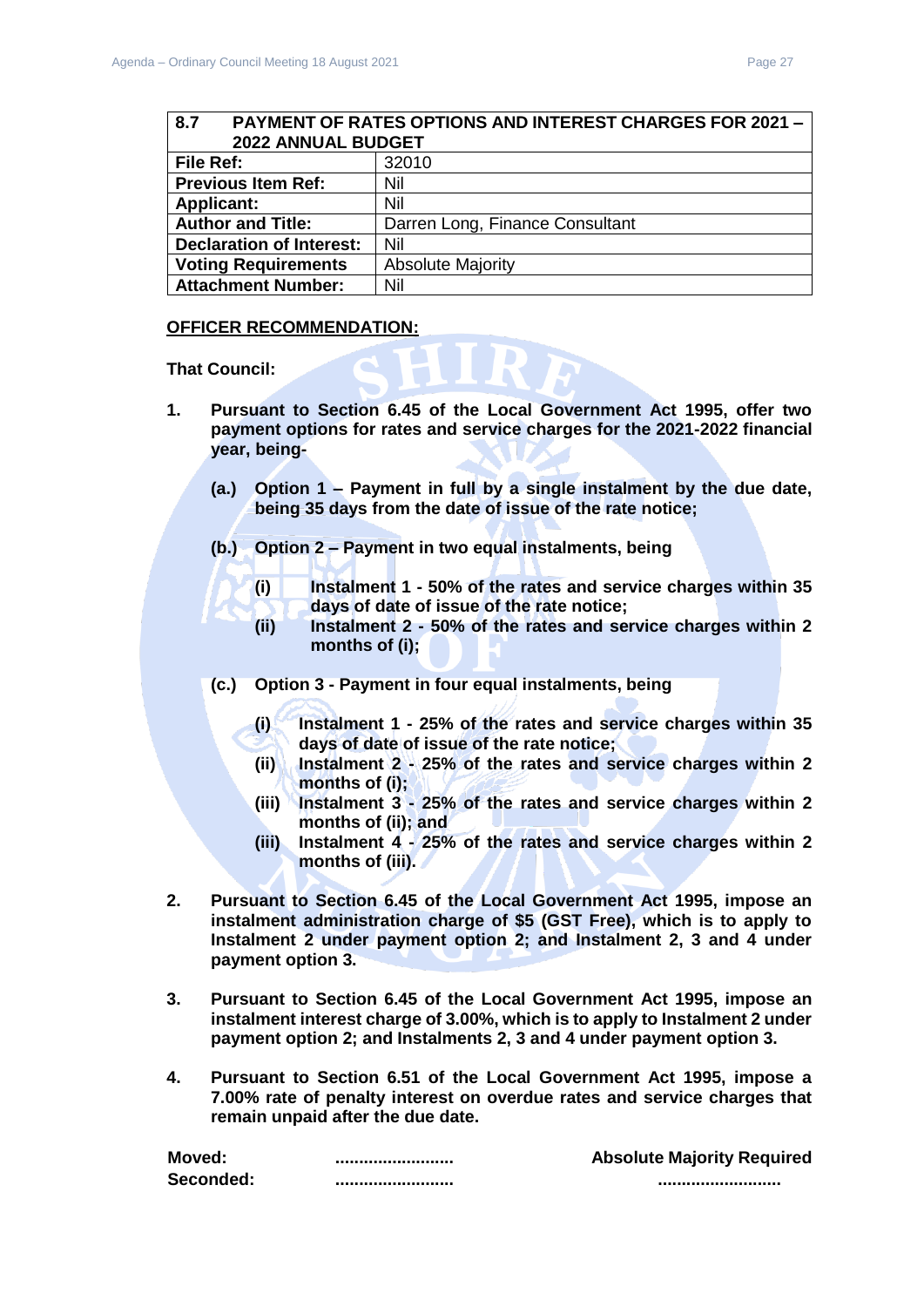| 8.7 PAYMENT OF RATES OPTIONS AND INTEREST CHARGES FOR 2021 – 2022 ANNUAL BUDGET | |
|---|---|
| **File Ref:** | 32010 |
| **Previous Item Ref:** | Nil |
| **Applicant:** | Nil |
| **Author and Title:** | Darren Long, Finance Consultant |
| **Declaration of Interest:** | Nil |
| **Voting Requirements** | Absolute Majority |
| **Attachment Number:** | Nil |

**OFFICER RECOMMENDATION:**

**That Council:**

1. **Pursuant to Section 6.45 of the Local Government Act 1995, offer two payment options for rates and service charges for the 2021-2022 financial year, being-**

   **(a.) Option 1 – Payment in full by a single instalment by the due date, being 35 days from the date of issue of the rate notice;**

   **(b.) Option 2 – Payment in two equal instalments, being**

   - **(i) Instalment 1 - 50% of the rates and service charges within 35 days of date of issue of the rate notice;**
   - **(ii) Instalment 2 - 50% of the rates and service charges within 2 months of (i);**

   **(c.) Option 3 - Payment in four equal instalments, being**

   - **(i) Instalment 1 - 25% of the rates and service charges within 35 days of date of issue of the rate notice;**
   - **(ii) Instalment 2 - 25% of the rates and service charges within 2 months of (i);**
   - **(iii) Instalment 3 - 25% of the rates and service charges within 2 months of (ii); and**
   - **(iii) Instalment 4 - 25% of the rates and service charges within 2 months of (iii).**

2. **Pursuant to Section 6.45 of the Local Government Act 1995, impose an instalment administration charge of $5 (GST Free), which is to apply to Instalment 2 under payment option 2; and Instalment 2, 3 and 4 under payment option 3.**

3. **Pursuant to Section 6.45 of the Local Government Act 1995, impose an instalment interest charge of 3.00%, which is to apply to Instalment 2 under payment option 2; and Instalments 2, 3 and 4 under payment option 3.**

4. **Pursuant to Section 6.51 of the Local Government Act 1995, impose a 7.00% rate of penalty interest on overdue rates and service charges that remain unpaid after the due date.**

**Moved:** ......................... **Absolute Majority Required**

**Seconded:** ......................... ..........................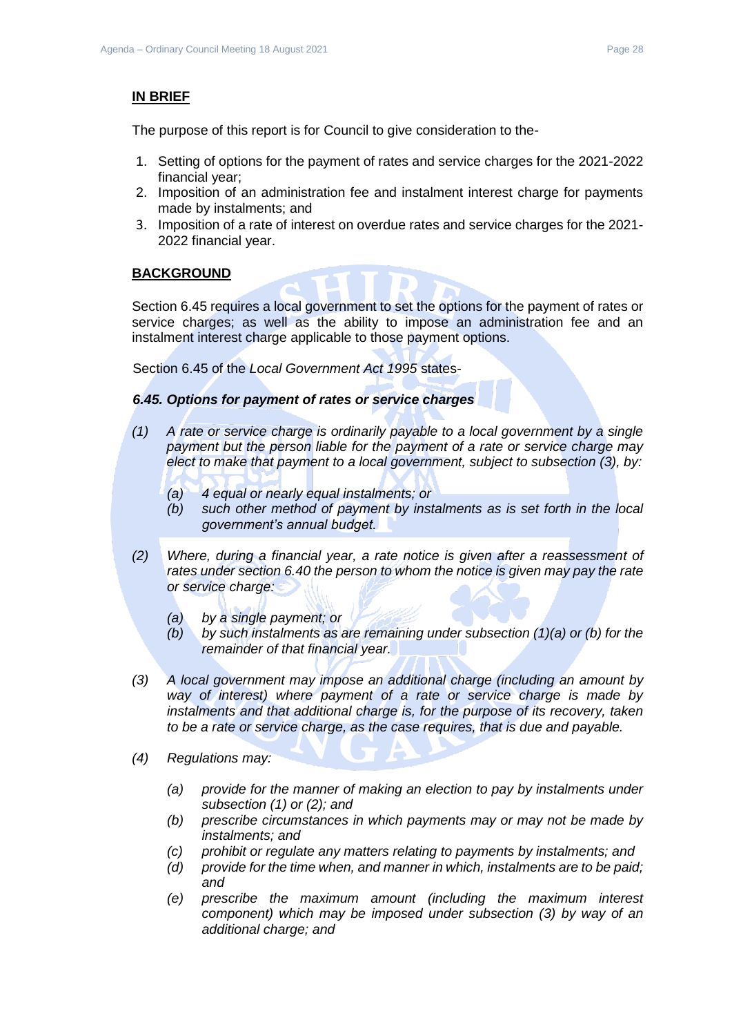**IN BRIEF**

The purpose of this report is for Council to give consideration to the-

1. Setting of options for the payment of rates and service charges for the 2021-2022 financial year;
2. Imposition of an administration fee and instalment interest charge for payments made by instalments; and
3. Imposition of a rate of interest on overdue rates and service charges for the 2021-2022 financial year.

**BACKGROUND**

Section 6.45 requires a local government to set the options for the payment of rates or service charges; as well as the ability to impose an administration fee and an instalment interest charge applicable to those payment options.

Section 6.45 of the *Local Government Act 1995* states-

***6.45. Options for payment of rates or service charges***

*(1) A rate or service charge is ordinarily payable to a local government by a single payment but the person liable for the payment of a rate or service charge may elect to make that payment to a local government, subject to subsection (3), by:*

*(a) 4 equal or nearly equal instalments; or*

*(b) such other method of payment by instalments as is set forth in the local government's annual budget.*

*(2) Where, during a financial year, a rate notice is given after a reassessment of rates under section 6.40 the person to whom the notice is given may pay the rate or service charge:*

*(a) by a single payment; or*

*(b) by such instalments as are remaining under subsection (1)(a) or (b) for the remainder of that financial year.*

*(3) A local government may impose an additional charge (including an amount by way of interest) where payment of a rate or service charge is made by instalments and that additional charge is, for the purpose of its recovery, taken to be a rate or service charge, as the case requires, that is due and payable.*

*(4) Regulations may:*

*(a) provide for the manner of making an election to pay by instalments under subsection (1) or (2); and*

*(b) prescribe circumstances in which payments may or may not be made by instalments; and*

*(c) prohibit or regulate any matters relating to payments by instalments; and*

*(d) provide for the time when, and manner in which, instalments are to be paid; and*

*(e) prescribe the maximum amount (including the maximum interest component) which may be imposed under subsection (3) by way of an additional charge; and*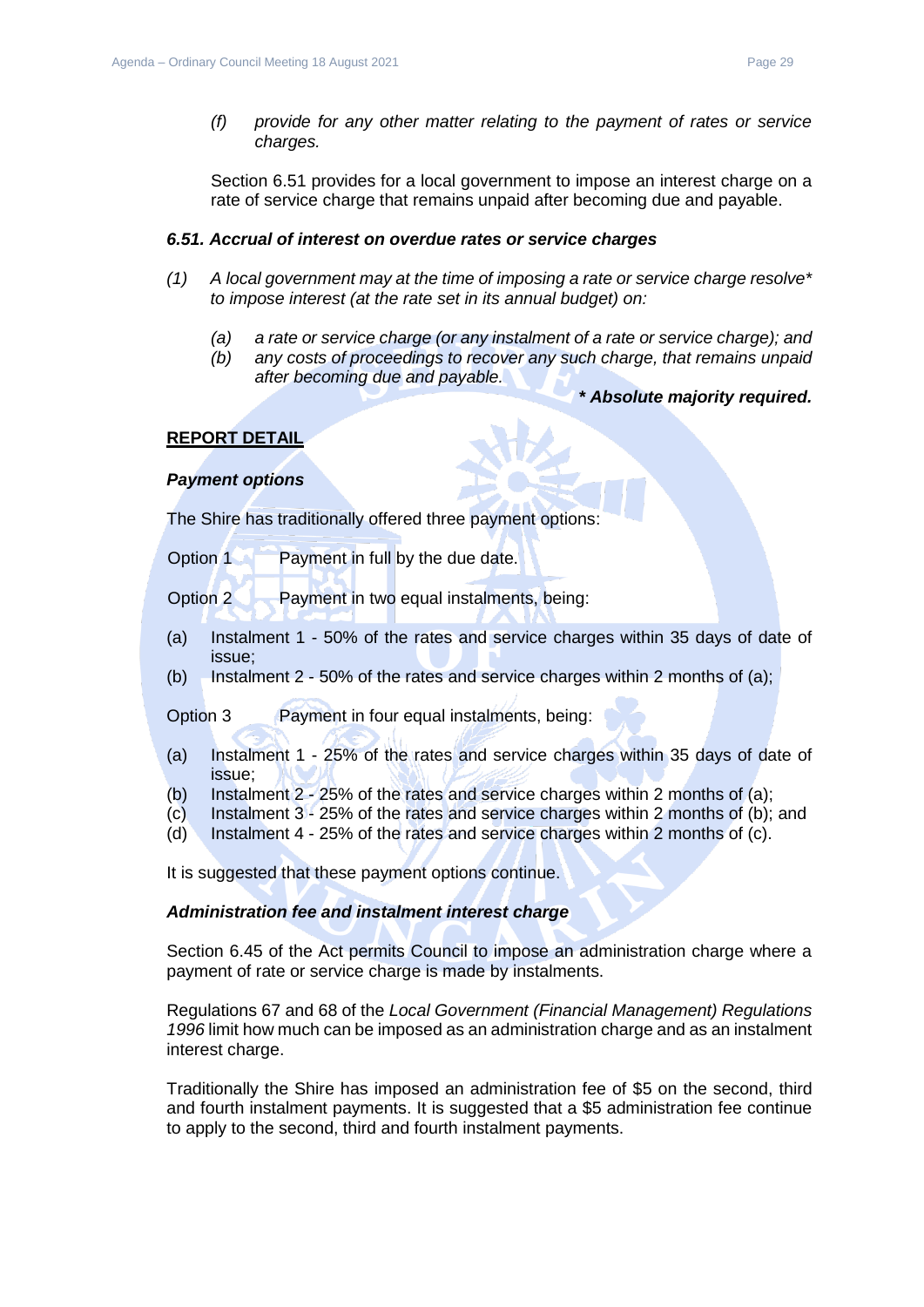*(f) provide for any other matter relating to the payment of rates or service charges.*

Section 6.51 provides for a local government to impose an interest charge on a rate of service charge that remains unpaid after becoming due and payable.

***6.51. Accrual of interest on overdue rates or service charges***

*(1) A local government may at the time of imposing a rate or service charge resolve* to impose interest (at the rate set in its annual budget) on:*

*(a) a rate or service charge (or any instalment of a rate or service charge); and*
*(b) any costs of proceedings to recover any such charge, that remains unpaid after becoming due and payable.*

***\* Absolute majority required.***

**REPORT DETAIL**

***Payment options***

The Shire has traditionally offered three payment options:

Option 1 Payment in full by the due date.

Option 2 Payment in two equal instalments, being:

(a) Instalment 1 - 50% of the rates and service charges within 35 days of date of issue;
(b) Instalment 2 - 50% of the rates and service charges within 2 months of (a);

Option 3 Payment in four equal instalments, being:

(a) Instalment 1 - 25% of the rates and service charges within 35 days of date of issue;
(b) Instalment 2 - 25% of the rates and service charges within 2 months of (a);
(c) Instalment 3 - 25% of the rates and service charges within 2 months of (b); and
(d) Instalment 4 - 25% of the rates and service charges within 2 months of (c).

It is suggested that these payment options continue.

***Administration fee and instalment interest charge***

Section 6.45 of the Act permits Council to impose an administration charge where a payment of rate or service charge is made by instalments.

Regulations 67 and 68 of the *Local Government (Financial Management) Regulations 1996* limit how much can be imposed as an administration charge and as an instalment interest charge.

Traditionally the Shire has imposed an administration fee of $5 on the second, third and fourth instalment payments. It is suggested that a $5 administration fee continue to apply to the second, third and fourth instalment payments.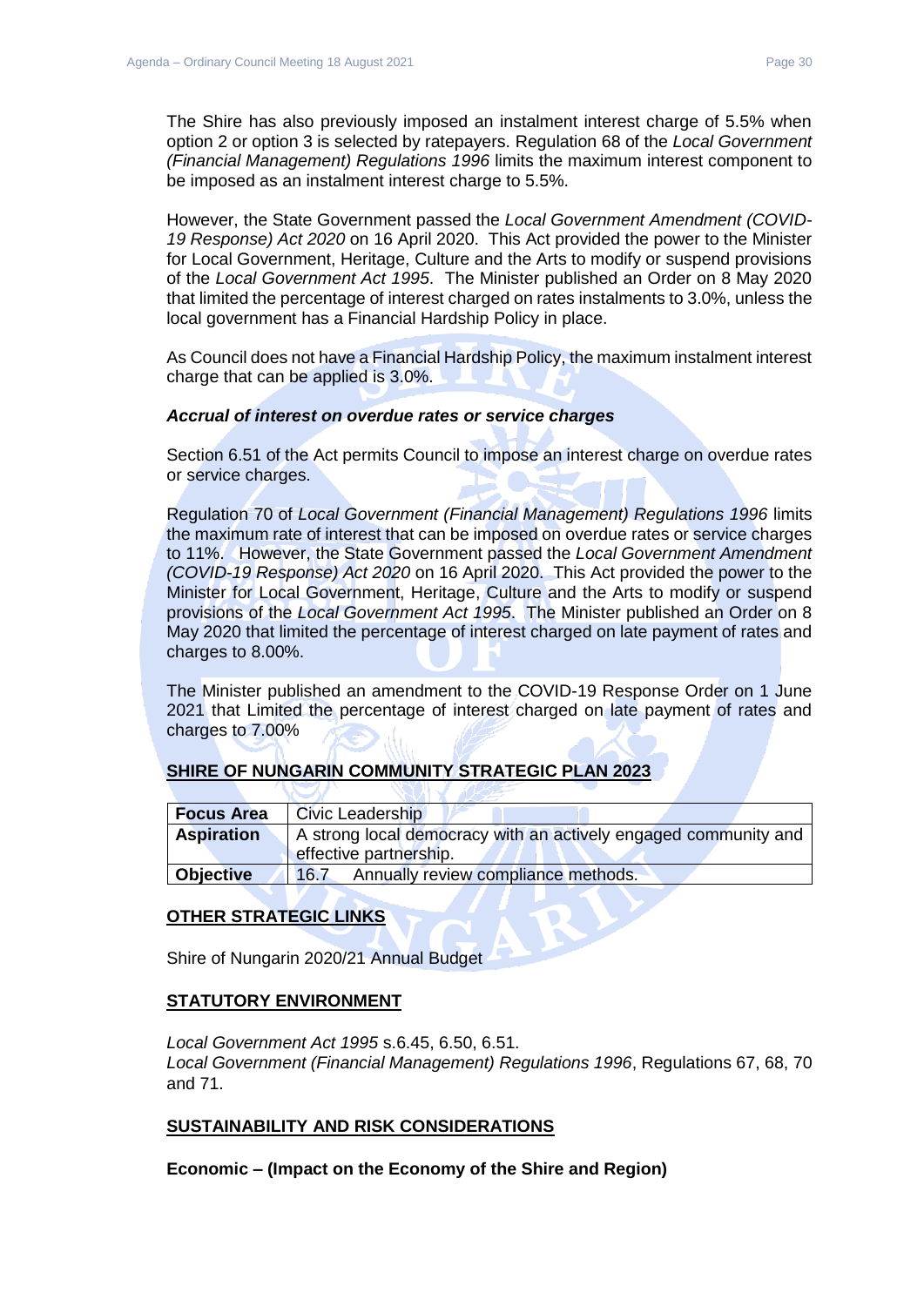The Shire has also previously imposed an instalment interest charge of 5.5% when option 2 or option 3 is selected by ratepayers. Regulation 68 of the *Local Government (Financial Management) Regulations 1996* limits the maximum interest component to be imposed as an instalment interest charge to 5.5%.

However, the State Government passed the *Local Government Amendment (COVID-19 Response) Act 2020* on 16 April 2020. This Act provided the power to the Minister for Local Government, Heritage, Culture and the Arts to modify or suspend provisions of the *Local Government Act 1995*. The Minister published an Order on 8 May 2020 that limited the percentage of interest charged on rates instalments to 3.0%, unless the local government has a Financial Hardship Policy in place.

As Council does not have a Financial Hardship Policy, the maximum instalment interest charge that can be applied is 3.0%.

***Accrual of interest on overdue rates or service charges***

Section 6.51 of the Act permits Council to impose an interest charge on overdue rates or service charges.

Regulation 70 of *Local Government (Financial Management) Regulations 1996* limits the maximum rate of interest that can be imposed on overdue rates or service charges to 11%. However, the State Government passed the *Local Government Amendment (COVID-19 Response) Act 2020* on 16 April 2020. This Act provided the power to the Minister for Local Government, Heritage, Culture and the Arts to modify or suspend provisions of the *Local Government Act 1995*. The Minister published an Order on 8 May 2020 that limited the percentage of interest charged on late payment of rates and charges to 8.00%.

The Minister published an amendment to the COVID-19 Response Order on 1 June 2021 that Limited the percentage of interest charged on late payment of rates and charges to 7.00%

## SHIRE OF NUNGARIN COMMUNITY STRATEGIC PLAN 2023

| **Focus Area** | Civic Leadership |
|---|---|
| **Aspiration** | A strong local democracy with an actively engaged community and effective partnership. |
| **Objective** | 16.7 Annually review compliance methods. |

## OTHER STRATEGIC LINKS

Shire of Nungarin 2020/21 Annual Budget

## STATUTORY ENVIRONMENT

*Local Government Act 1995* s.6.45, 6.50, 6.51.
*Local Government (Financial Management) Regulations 1996*, Regulations 67, 68, 70 and 71.

## SUSTAINABILITY AND RISK CONSIDERATIONS

**Economic – (Impact on the Economy of the Shire and Region)**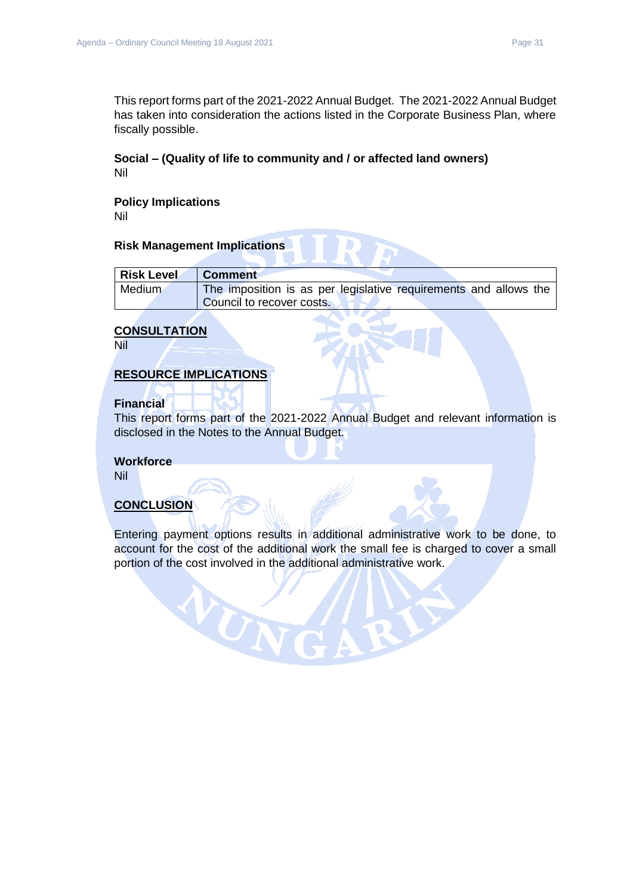This report forms part of the 2021-2022 Annual Budget. The 2021-2022 Annual Budget has taken into consideration the actions listed in the Corporate Business Plan, where fiscally possible.

**Social – (Quality of life to community and / or affected land owners)**
Nil

**Policy Implications**
Nil

**Risk Management Implications**

| Risk Level | Comment |
| --- | --- |
| Medium | The imposition is as per legislative requirements and allows the Council to recover costs. |

## CONSULTATION

Nil

## RESOURCE IMPLICATIONS

**Financial**
This report forms part of the 2021-2022 Annual Budget and relevant information is disclosed in the Notes to the Annual Budget.

**Workforce**
Nil

## CONCLUSION

Entering payment options results in additional administrative work to be done, to account for the cost of the additional work the small fee is charged to cover a small portion of the cost involved in the additional administrative work.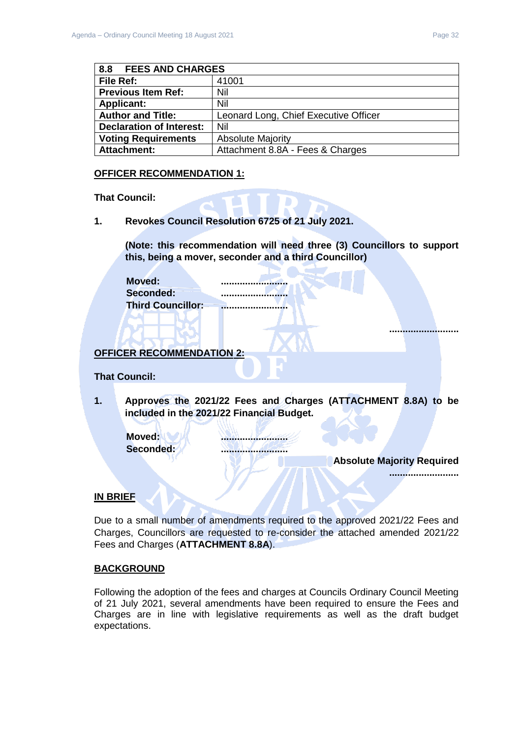| 8.8 FEES AND CHARGES | |
|---|---|
| **File Ref:** | 41001 |
| **Previous Item Ref:** | Nil |
| **Applicant:** | Nil |
| **Author and Title:** | Leonard Long, Chief Executive Officer |
| **Declaration of Interest:** | Nil |
| **Voting Requirements** | Absolute Majority |
| **Attachment:** | Attachment 8.8A - Fees & Charges |

**OFFICER RECOMMENDATION 1:**

**That Council:**

**1. Revokes Council Resolution 6725 of 21 July 2021.**

**(Note: this recommendation will need three (3) Councillors to support this, being a mover, seconder and a third Councillor)**

**Moved:** .........................
**Seconded:** .........................
**Third Councillor:** .........................

.........................

**OFFICER RECOMMENDATION 2:**

**That Council:**

**1. Approves the 2021/22 Fees and Charges (ATTACHMENT 8.8A) to be included in the 2021/22 Financial Budget.**

**Moved:** .........................
**Seconded:** .........................

**Absolute Majority Required**

.........................

**IN BRIEF**

Due to a small number of amendments required to the approved 2021/22 Fees and Charges, Councillors are requested to re-consider the attached amended 2021/22 Fees and Charges (**ATTACHMENT 8.8A**).

**BACKGROUND**

Following the adoption of the fees and charges at Councils Ordinary Council Meeting of 21 July 2021, several amendments have been required to ensure the Fees and Charges are in line with legislative requirements as well as the draft budget expectations.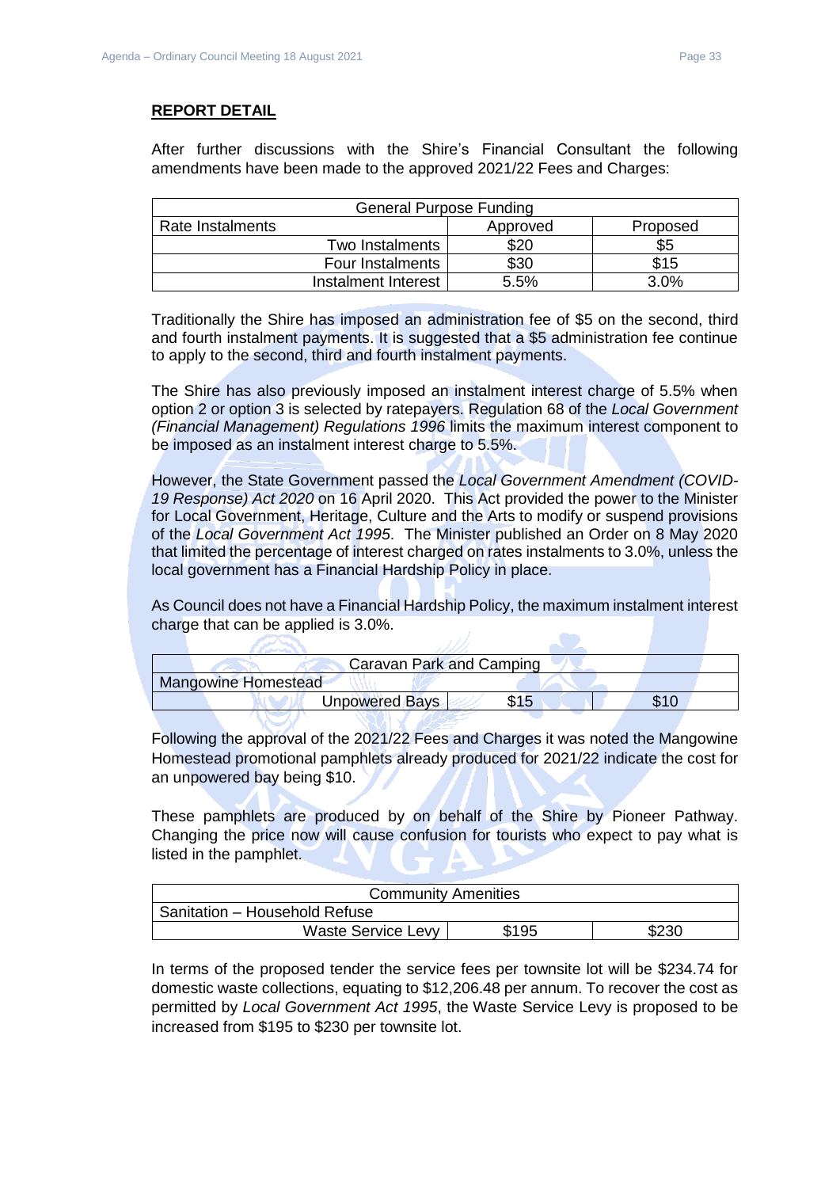**REPORT DETAIL**

After further discussions with the Shire's Financial Consultant the following amendments have been made to the approved 2021/22 Fees and Charges:

| General Purpose Funding | | |
|---|---|---|
| Rate Instalments | Approved | Proposed |
| Two Instalments | $20 | $5 |
| Four Instalments | $30 | $15 |
| Instalment Interest | 5.5% | 3.0% |

Traditionally the Shire has imposed an administration fee of $5 on the second, third and fourth instalment payments. It is suggested that a $5 administration fee continue to apply to the second, third and fourth instalment payments.

The Shire has also previously imposed an instalment interest charge of 5.5% when option 2 or option 3 is selected by ratepayers. Regulation 68 of the *Local Government (Financial Management) Regulations 1996* limits the maximum interest component to be imposed as an instalment interest charge to 5.5%.

However, the State Government passed the *Local Government Amendment (COVID-19 Response) Act 2020* on 16 April 2020. This Act provided the power to the Minister for Local Government, Heritage, Culture and the Arts to modify or suspend provisions of the *Local Government Act 1995*. The Minister published an Order on 8 May 2020 that limited the percentage of interest charged on rates instalments to 3.0%, unless the local government has a Financial Hardship Policy in place.

As Council does not have a Financial Hardship Policy, the maximum instalment interest charge that can be applied is 3.0%.

| Caravan Park and Camping | | |
|---|---|---|
| Mangowine Homestead | | |
| Unpowered Bays | $15 | $10 |

Following the approval of the 2021/22 Fees and Charges it was noted the Mangowine Homestead promotional pamphlets already produced for 2021/22 indicate the cost for an unpowered bay being $10.

These pamphlets are produced by on behalf of the Shire by Pioneer Pathway. Changing the price now will cause confusion for tourists who expect to pay what is listed in the pamphlet.

| Community Amenities | | |
|---|---|---|
| Sanitation – Household Refuse | | |
| Waste Service Levy | $195 | $230 |

In terms of the proposed tender the service fees per townsite lot will be $234.74 for domestic waste collections, equating to $12,206.48 per annum. To recover the cost as permitted by *Local Government Act 1995*, the Waste Service Levy is proposed to be increased from $195 to $230 per townsite lot.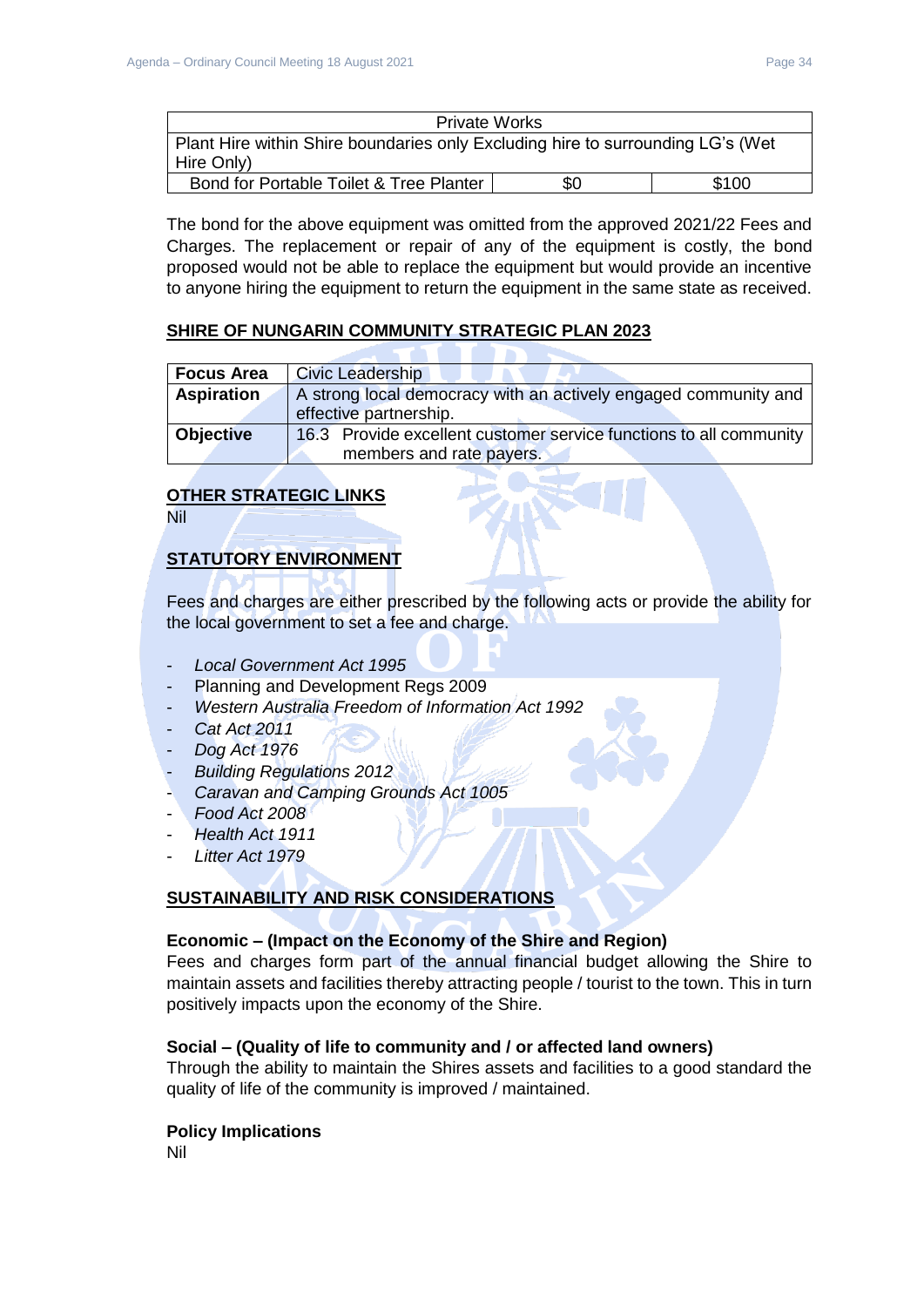| Private Works | | |
|---|---|---|
| Plant Hire within Shire boundaries only Excluding hire to surrounding LG's (Wet Hire Only) | | |
| Bond for Portable Toilet & Tree Planter | $0 | $100 |

The bond for the above equipment was omitted from the approved 2021/22 Fees and Charges. The replacement or repair of any of the equipment is costly, the bond proposed would not be able to replace the equipment but would provide an incentive to anyone hiring the equipment to return the equipment in the same state as received.

**SHIRE OF NUNGARIN COMMUNITY STRATEGIC PLAN 2023**

| **Focus Area** | Civic Leadership |
|---|---|
| **Aspiration** | A strong local democracy with an actively engaged community and effective partnership. |
| **Objective** | 16.3 Provide excellent customer service functions to all community members and rate payers. |

**OTHER STRATEGIC LINKS**

Nil

**STATUTORY ENVIRONMENT**

Fees and charges are either prescribed by the following acts or provide the ability for the local government to set a fee and charge.

- *Local Government Act 1995*
- Planning and Development Regs 2009
- *Western Australia Freedom of Information Act 1992*
- *Cat Act 2011*
- *Dog Act 1976*
- *Building Regulations 2012*
- *Caravan and Camping Grounds Act 1005*
- *Food Act 2008*
- *Health Act 1911*
- *Litter Act 1979*

**SUSTAINABILITY AND RISK CONSIDERATIONS**

**Economic – (Impact on the Economy of the Shire and Region)**

Fees and charges form part of the annual financial budget allowing the Shire to maintain assets and facilities thereby attracting people / tourist to the town. This in turn positively impacts upon the economy of the Shire.

**Social – (Quality of life to community and / or affected land owners)**

Through the ability to maintain the Shires assets and facilities to a good standard the quality of life of the community is improved / maintained.

**Policy Implications**

Nil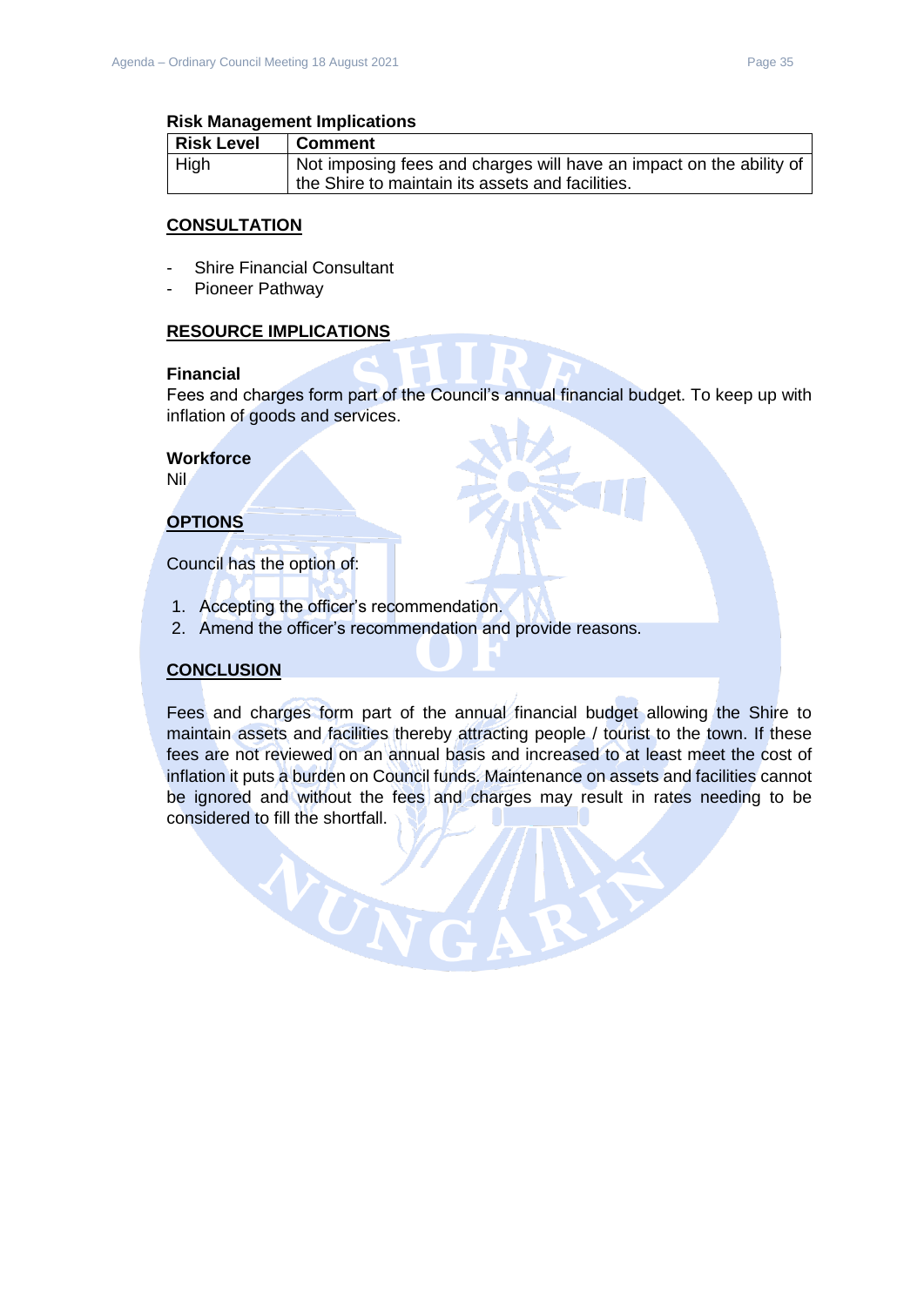**Risk Management Implications**

| Risk Level | Comment |
|---|---|
| High | Not imposing fees and charges will have an impact on the ability of the Shire to maintain its assets and facilities. |

## CONSULTATION

- Shire Financial Consultant
- Pioneer Pathway

## RESOURCE IMPLICATIONS

**Financial**

Fees and charges form part of the Council's annual financial budget. To keep up with inflation of goods and services.

**Workforce**

Nil

## OPTIONS

Council has the option of:

1. Accepting the officer's recommendation.
2. Amend the officer's recommendation and provide reasons.

## CONCLUSION

Fees and charges form part of the annual financial budget allowing the Shire to maintain assets and facilities thereby attracting people / tourist to the town. If these fees are not reviewed on an annual basis and increased to at least meet the cost of inflation it puts a burden on Council funds. Maintenance on assets and facilities cannot be ignored and without the fees and charges may result in rates needing to be considered to fill the shortfall.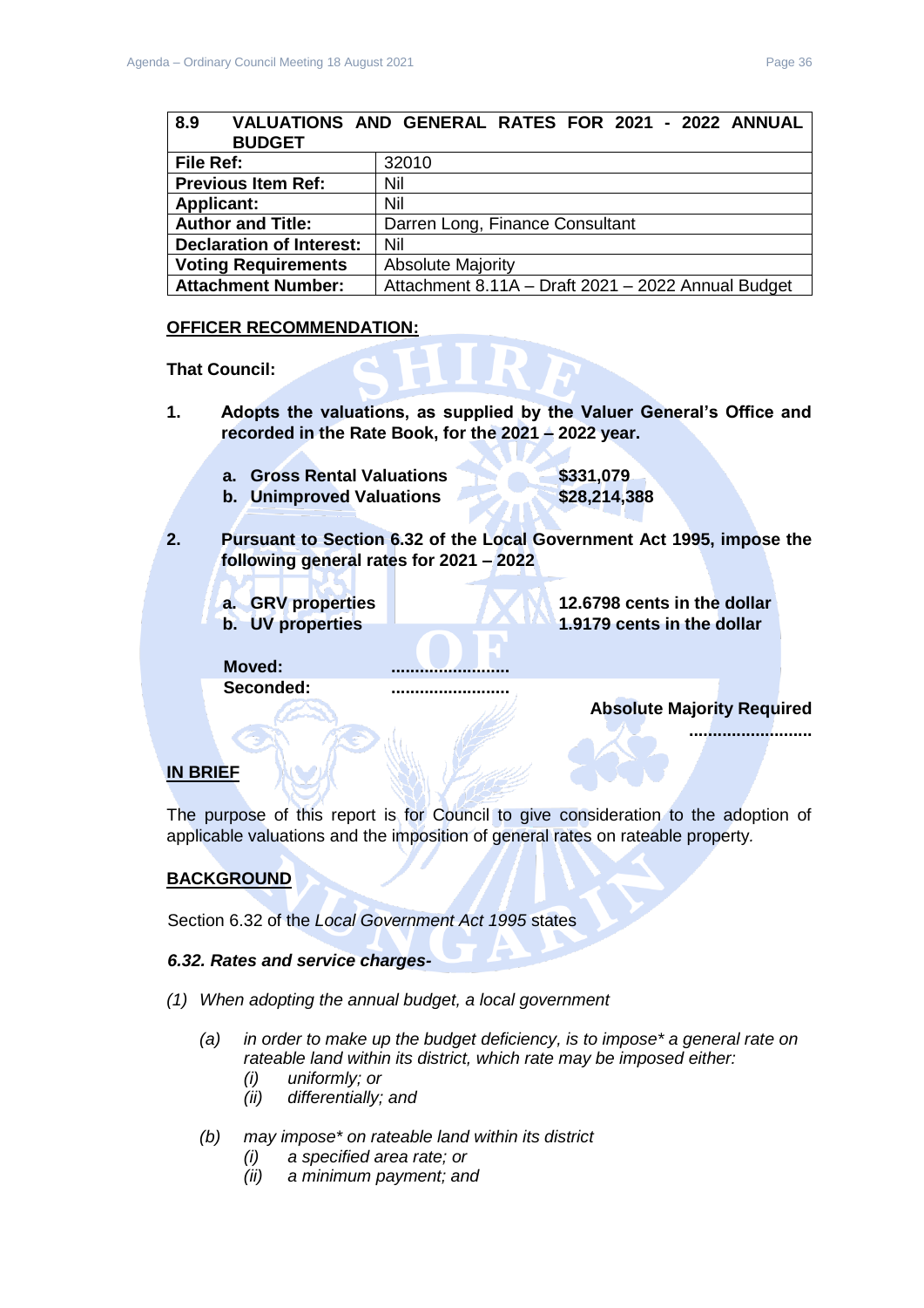| 8.9 VALUATIONS AND GENERAL RATES FOR 2021 - 2022 ANNUAL BUDGET | |
|---|---|
| **File Ref:** | 32010 |
| **Previous Item Ref:** | Nil |
| **Applicant:** | Nil |
| **Author and Title:** | Darren Long, Finance Consultant |
| **Declaration of Interest:** | Nil |
| **Voting Requirements** | Absolute Majority |
| **Attachment Number:** | Attachment 8.11A – Draft 2021 – 2022 Annual Budget |

**OFFICER RECOMMENDATION:**

**That Council:**

**1. Adopts the valuations, as supplied by the Valuer General's Office and recorded in the Rate Book, for the 2021 – 2022 year.**

  **a. Gross Rental Valuations $331,079**
  **b. Unimproved Valuations $28,214,388**

**2. Pursuant to Section 6.32 of the Local Government Act 1995, impose the following general rates for 2021 – 2022**

  **a. GRV properties 12.6798 cents in the dollar**
  **b. UV properties 1.9179 cents in the dollar**

**Moved: .........................**
**Seconded: .........................**

**Absolute Majority Required**
**.........................**

**IN BRIEF**

The purpose of this report is for Council to give consideration to the adoption of applicable valuations and the imposition of general rates on rateable property.

**BACKGROUND**

Section 6.32 of the *Local Government Act 1995* states

***6.32. Rates and service charges-***

*(1) When adopting the annual budget, a local government*

*(a) in order to make up the budget deficiency, is to impose\* a general rate on rateable land within its district, which rate may be imposed either:*
*(i) uniformly; or*
*(ii) differentially; and*

*(b) may impose\* on rateable land within its district*
*(i) a specified area rate; or*
*(ii) a minimum payment; and*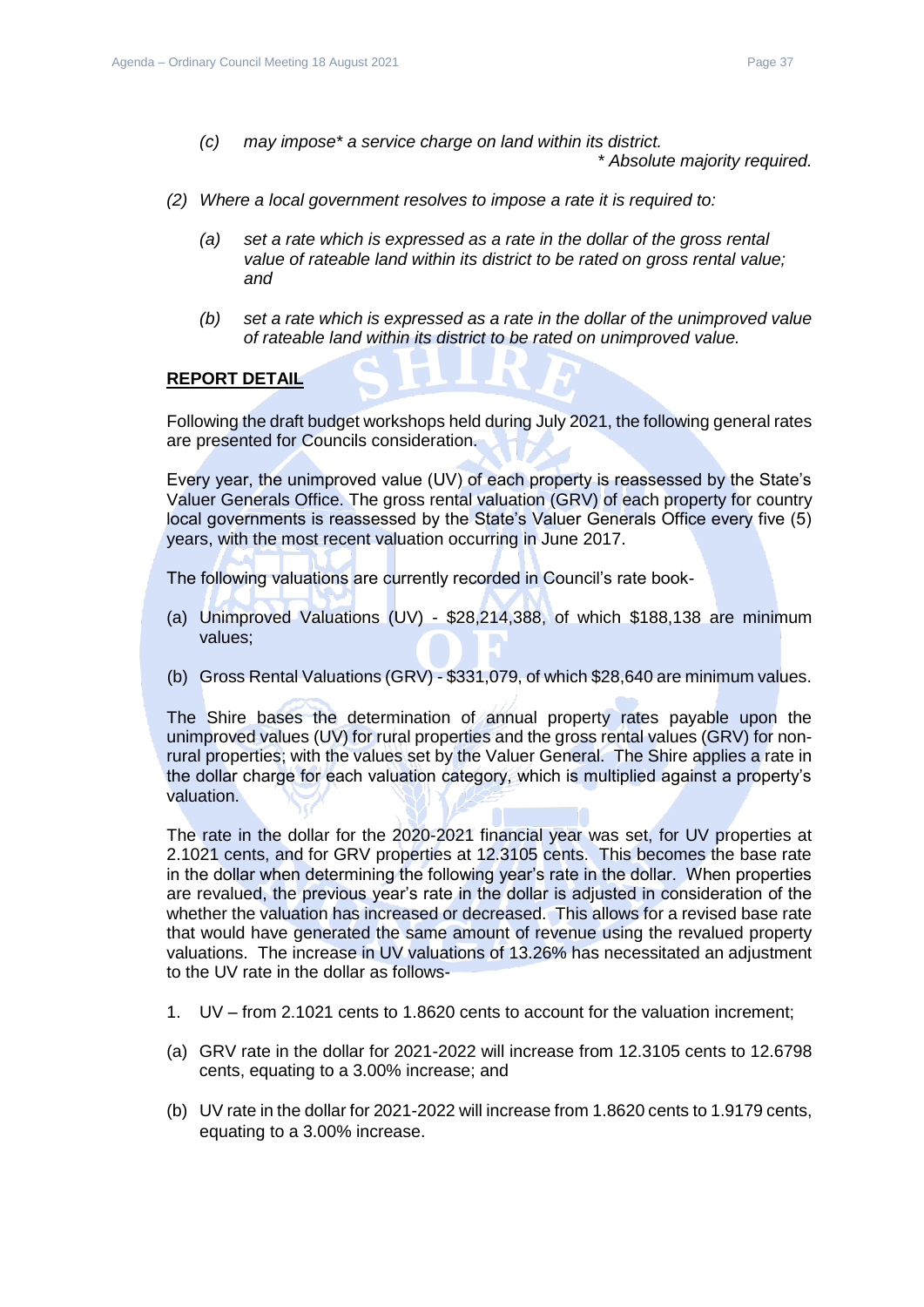*(c) may impose* a service charge on land within its district.*

*\* Absolute majority required.*

*(2) Where a local government resolves to impose a rate it is required to:*

*(a) set a rate which is expressed as a rate in the dollar of the gross rental value of rateable land within its district to be rated on gross rental value; and*

*(b) set a rate which is expressed as a rate in the dollar of the unimproved value of rateable land within its district to be rated on unimproved value.*

**REPORT DETAIL**

Following the draft budget workshops held during July 2021, the following general rates are presented for Councils consideration.

Every year, the unimproved value (UV) of each property is reassessed by the State's Valuer Generals Office. The gross rental valuation (GRV) of each property for country local governments is reassessed by the State's Valuer Generals Office every five (5) years, with the most recent valuation occurring in June 2017.

The following valuations are currently recorded in Council's rate book-

(a) Unimproved Valuations (UV) - $28,214,388, of which $188,138 are minimum values;

(b) Gross Rental Valuations (GRV) - $331,079, of which $28,640 are minimum values.

The Shire bases the determination of annual property rates payable upon the unimproved values (UV) for rural properties and the gross rental values (GRV) for non-rural properties; with the values set by the Valuer General. The Shire applies a rate in the dollar charge for each valuation category, which is multiplied against a property's valuation.

The rate in the dollar for the 2020-2021 financial year was set, for UV properties at 2.1021 cents, and for GRV properties at 12.3105 cents. This becomes the base rate in the dollar when determining the following year's rate in the dollar. When properties are revalued, the previous year's rate in the dollar is adjusted in consideration of the whether the valuation has increased or decreased. This allows for a revised base rate that would have generated the same amount of revenue using the revalued property valuations. The increase in UV valuations of 13.26% has necessitated an adjustment to the UV rate in the dollar as follows-

1. UV – from 2.1021 cents to 1.8620 cents to account for the valuation increment;

(a) GRV rate in the dollar for 2021-2022 will increase from 12.3105 cents to 12.6798 cents, equating to a 3.00% increase; and

(b) UV rate in the dollar for 2021-2022 will increase from 1.8620 cents to 1.9179 cents, equating to a 3.00% increase.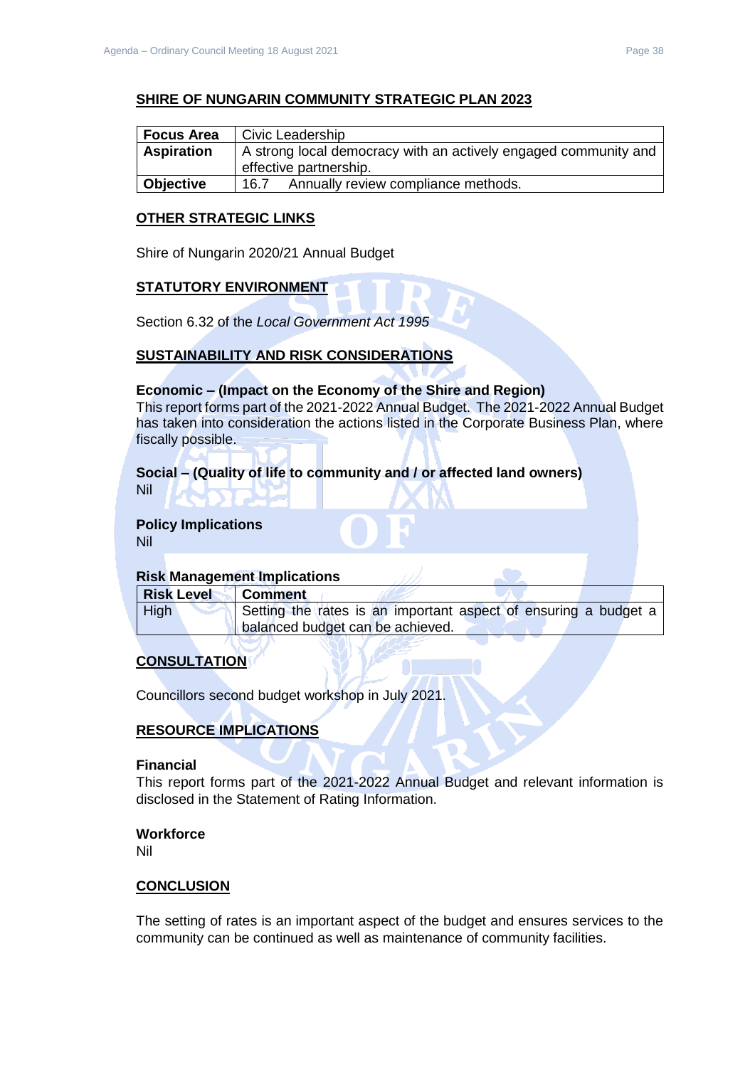## SHIRE OF NUNGARIN COMMUNITY STRATEGIC PLAN 2023

| **Focus Area** | Civic Leadership |
|---|---|
| **Aspiration** | A strong local democracy with an actively engaged community and effective partnership. |
| **Objective** | 16.7 Annually review compliance methods. |

## OTHER STRATEGIC LINKS

Shire of Nungarin 2020/21 Annual Budget

## STATUTORY ENVIRONMENT

Section 6.32 of the *Local Government Act 1995*

## SUSTAINABILITY AND RISK CONSIDERATIONS

**Economic – (Impact on the Economy of the Shire and Region)**
This report forms part of the 2021-2022 Annual Budget. The 2021-2022 Annual Budget has taken into consideration the actions listed in the Corporate Business Plan, where fiscally possible.

**Social – (Quality of life to community and / or affected land owners)**
Nil

**Policy Implications**
Nil

**Risk Management Implications**

| **Risk Level** | **Comment** |
|---|---|
| High | Setting the rates is an important aspect of ensuring a budget a balanced budget can be achieved. |

## CONSULTATION

Councillors second budget workshop in July 2021.

## RESOURCE IMPLICATIONS

**Financial**
This report forms part of the 2021-2022 Annual Budget and relevant information is disclosed in the Statement of Rating Information.

**Workforce**
Nil

## CONCLUSION

The setting of rates is an important aspect of the budget and ensures services to the community can be continued as well as maintenance of community facilities.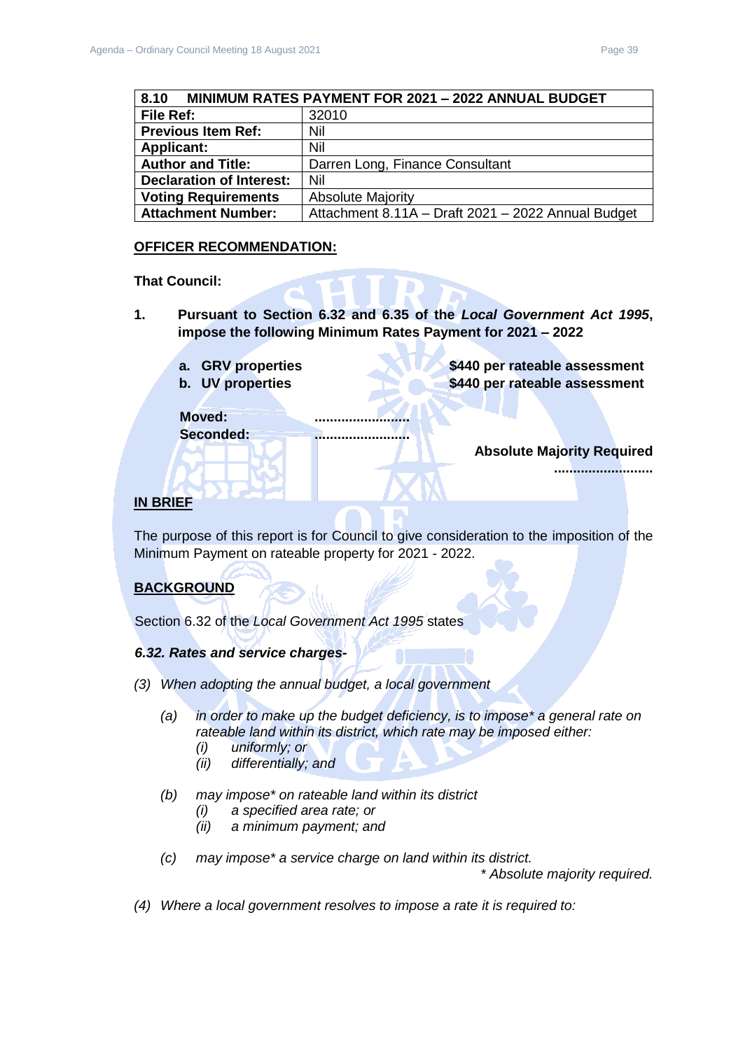| 8.10 MINIMUM RATES PAYMENT FOR 2021 – 2022 ANNUAL BUDGET | |
|---|---|
| **File Ref:** | 32010 |
| **Previous Item Ref:** | Nil |
| **Applicant:** | Nil |
| **Author and Title:** | Darren Long, Finance Consultant |
| **Declaration of Interest:** | Nil |
| **Voting Requirements** | Absolute Majority |
| **Attachment Number:** | Attachment 8.11A – Draft 2021 – 2022 Annual Budget |

## OFFICER RECOMMENDATION:

**That Council:**

**1. Pursuant to Section 6.32 and 6.35 of the *Local Government Act 1995*, impose the following Minimum Rates Payment for 2021 – 2022**

**a. GRV properties $440 per rateable assessment**
**b. UV properties $440 per rateable assessment**

**Moved: .........................**
**Seconded: .........................**

**Absolute Majority Required**
**.........................**

## IN BRIEF

The purpose of this report is for Council to give consideration to the imposition of the Minimum Payment on rateable property for 2021 - 2022.

## BACKGROUND

Section 6.32 of the *Local Government Act 1995* states

***6.32. Rates and service charges-***

*(3) When adopting the annual budget, a local government*

*(a) in order to make up the budget deficiency, is to impose\* a general rate on rateable land within its district, which rate may be imposed either:*
*(i) uniformly; or*
*(ii) differentially; and*

*(b) may impose\* on rateable land within its district*
*(i) a specified area rate; or*
*(ii) a minimum payment; and*

*(c) may impose\* a service charge on land within its district.*

*\* Absolute majority required.*

*(4) Where a local government resolves to impose a rate it is required to:*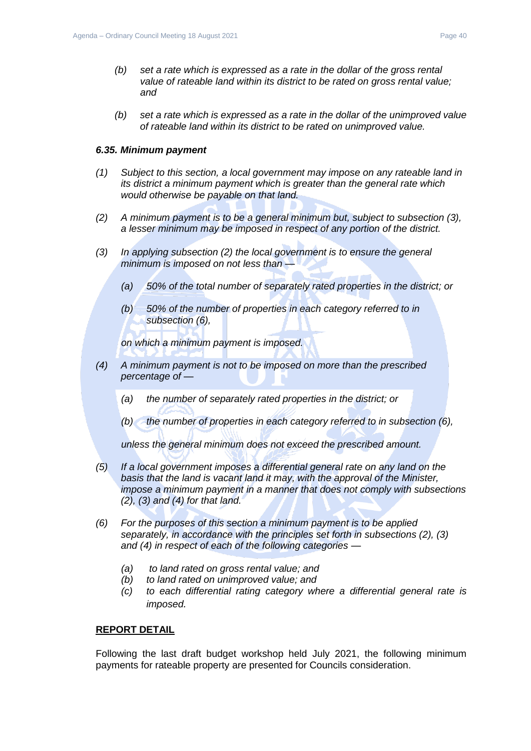*(b) set a rate which is expressed as a rate in the dollar of the gross rental value of rateable land within its district to be rated on gross rental value; and*

*(b) set a rate which is expressed as a rate in the dollar of the unimproved value of rateable land within its district to be rated on unimproved value.*

***6.35. Minimum payment***

*(1) Subject to this section, a local government may impose on any rateable land in its district a minimum payment which is greater than the general rate which would otherwise be payable on that land.*

*(2) A minimum payment is to be a general minimum but, subject to subsection (3), a lesser minimum may be imposed in respect of any portion of the district.*

*(3) In applying subsection (2) the local government is to ensure the general minimum is imposed on not less than —*

*(a) 50% of the total number of separately rated properties in the district; or*

*(b) 50% of the number of properties in each category referred to in subsection (6),*

*on which a minimum payment is imposed.*

*(4) A minimum payment is not to be imposed on more than the prescribed percentage of —*

*(a) the number of separately rated properties in the district; or*

*(b) the number of properties in each category referred to in subsection (6),*

*unless the general minimum does not exceed the prescribed amount.*

*(5) If a local government imposes a differential general rate on any land on the basis that the land is vacant land it may, with the approval of the Minister, impose a minimum payment in a manner that does not comply with subsections (2), (3) and (4) for that land.*

*(6) For the purposes of this section a minimum payment is to be applied separately, in accordance with the principles set forth in subsections (2), (3) and (4) in respect of each of the following categories —*

*(a) to land rated on gross rental value; and*
*(b) to land rated on unimproved value; and*
*(c) to each differential rating category where a differential general rate is imposed.*

**REPORT DETAIL**

Following the last draft budget workshop held July 2021, the following minimum payments for rateable property are presented for Councils consideration.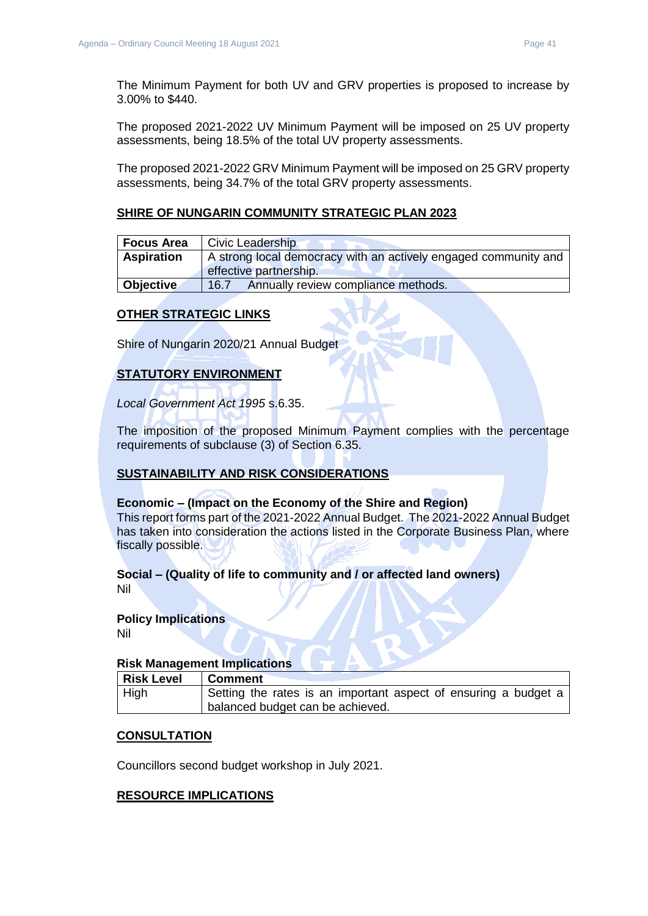The Minimum Payment for both UV and GRV properties is proposed to increase by 3.00% to $440.

The proposed 2021-2022 UV Minimum Payment will be imposed on 25 UV property assessments, being 18.5% of the total UV property assessments.

The proposed 2021-2022 GRV Minimum Payment will be imposed on 25 GRV property assessments, being 34.7% of the total GRV property assessments.

## SHIRE OF NUNGARIN COMMUNITY STRATEGIC PLAN 2023

| **Focus Area** | Civic Leadership |
|---|---|
| **Aspiration** | A strong local democracy with an actively engaged community and effective partnership. |
| **Objective** | 16.7 Annually review compliance methods. |

## OTHER STRATEGIC LINKS

Shire of Nungarin 2020/21 Annual Budget

## STATUTORY ENVIRONMENT

*Local Government Act 1995* s.6.35.

The imposition of the proposed Minimum Payment complies with the percentage requirements of subclause (3) of Section 6.35.

## SUSTAINABILITY AND RISK CONSIDERATIONS

**Economic – (Impact on the Economy of the Shire and Region)**
This report forms part of the 2021-2022 Annual Budget. The 2021-2022 Annual Budget has taken into consideration the actions listed in the Corporate Business Plan, where fiscally possible.

**Social – (Quality of life to community and / or affected land owners)**
Nil

**Policy Implications**
Nil

**Risk Management Implications**

| **Risk Level** | **Comment** |
|---|---|
| High | Setting the rates is an important aspect of ensuring a budget a balanced budget can be achieved. |

## CONSULTATION

Councillors second budget workshop in July 2021.

## RESOURCE IMPLICATIONS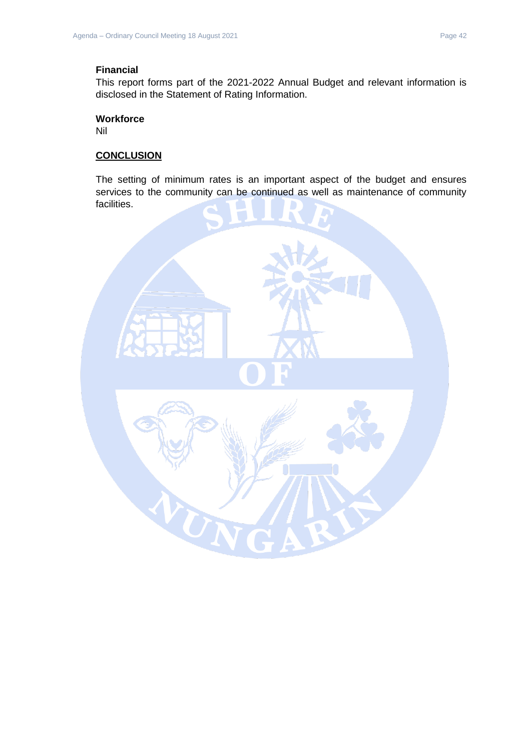**Financial**

This report forms part of the 2021-2022 Annual Budget and relevant information is disclosed in the Statement of Rating Information.

**Workforce**

Nil

## CONCLUSION

The setting of minimum rates is an important aspect of the budget and ensures services to the community can be continued as well as maintenance of community facilities.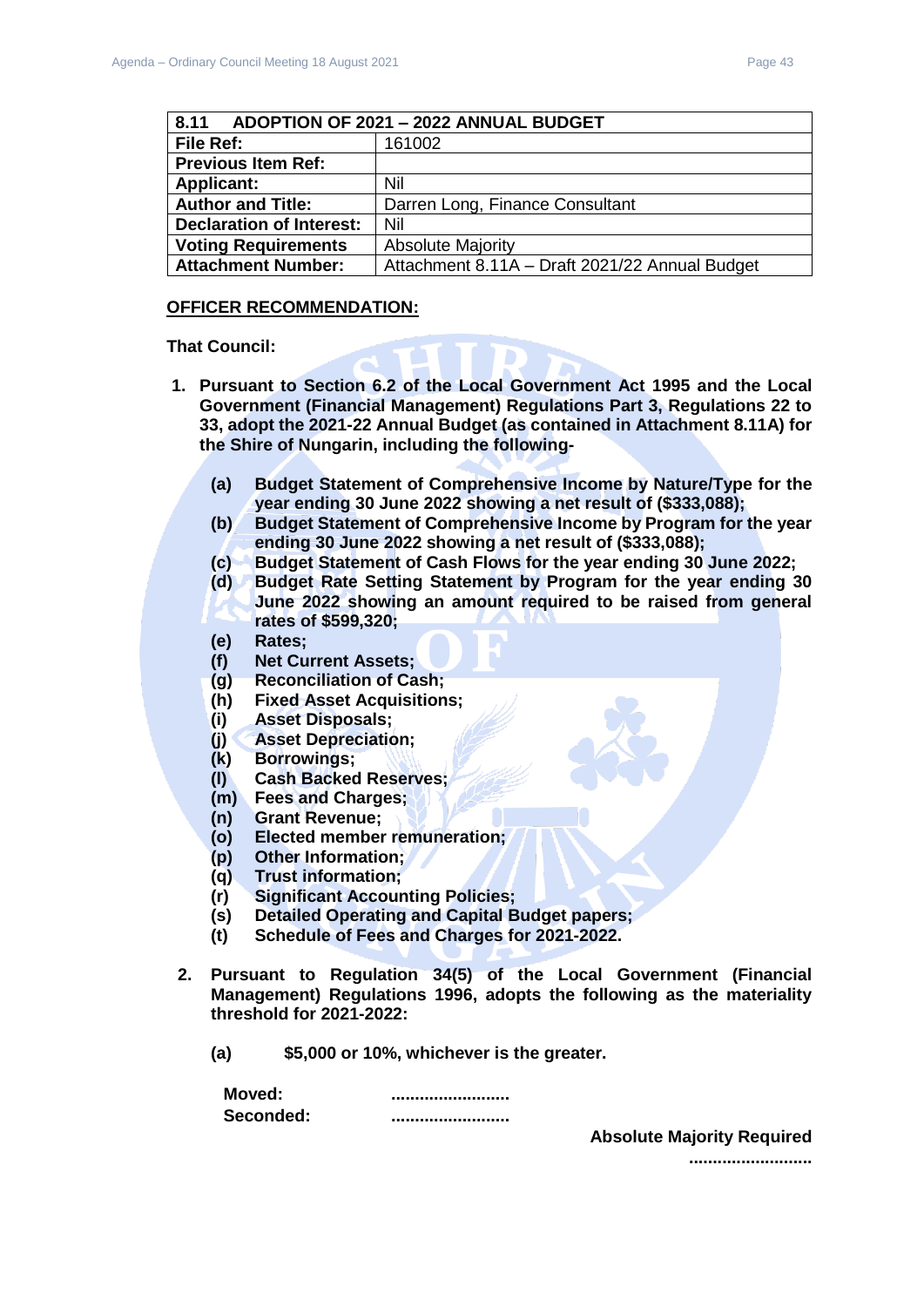| 8.11 ADOPTION OF 2021 – 2022 ANNUAL BUDGET | |
|---|---|
| **File Ref:** | 161002 |
| **Previous Item Ref:** | |
| **Applicant:** | Nil |
| **Author and Title:** | Darren Long, Finance Consultant |
| **Declaration of Interest:** | Nil |
| **Voting Requirements** | Absolute Majority |
| **Attachment Number:** | Attachment 8.11A – Draft 2021/22 Annual Budget |

**OFFICER RECOMMENDATION:**

**That Council:**

1. **Pursuant to Section 6.2 of the Local Government Act 1995 and the Local Government (Financial Management) Regulations Part 3, Regulations 22 to 33, adopt the 2021-22 Annual Budget (as contained in Attachment 8.11A) for the Shire of Nungarin, including the following-**

   **(a) Budget Statement of Comprehensive Income by Nature/Type for the year ending 30 June 2022 showing a net result of ($333,088);**
   **(b) Budget Statement of Comprehensive Income by Program for the year ending 30 June 2022 showing a net result of ($333,088);**
   **(c) Budget Statement of Cash Flows for the year ending 30 June 2022;**
   **(d) Budget Rate Setting Statement by Program for the year ending 30 June 2022 showing an amount required to be raised from general rates of $599,320;**
   **(e) Rates;**
   **(f) Net Current Assets;**
   **(g) Reconciliation of Cash;**
   **(h) Fixed Asset Acquisitions;**
   **(i) Asset Disposals;**
   **(j) Asset Depreciation;**
   **(k) Borrowings;**
   **(l) Cash Backed Reserves;**
   **(m) Fees and Charges;**
   **(n) Grant Revenue;**
   **(o) Elected member remuneration;**
   **(p) Other Information;**
   **(q) Trust information;**
   **(r) Significant Accounting Policies;**
   **(s) Detailed Operating and Capital Budget papers;**
   **(t) Schedule of Fees and Charges for 2021-2022.**

2. **Pursuant to Regulation 34(5) of the Local Government (Financial Management) Regulations 1996, adopts the following as the materiality threshold for 2021-2022:**

   **(a) $5,000 or 10%, whichever is the greater.**

**Moved:** .........................
**Seconded:** .........................

**Absolute Majority Required**
.........................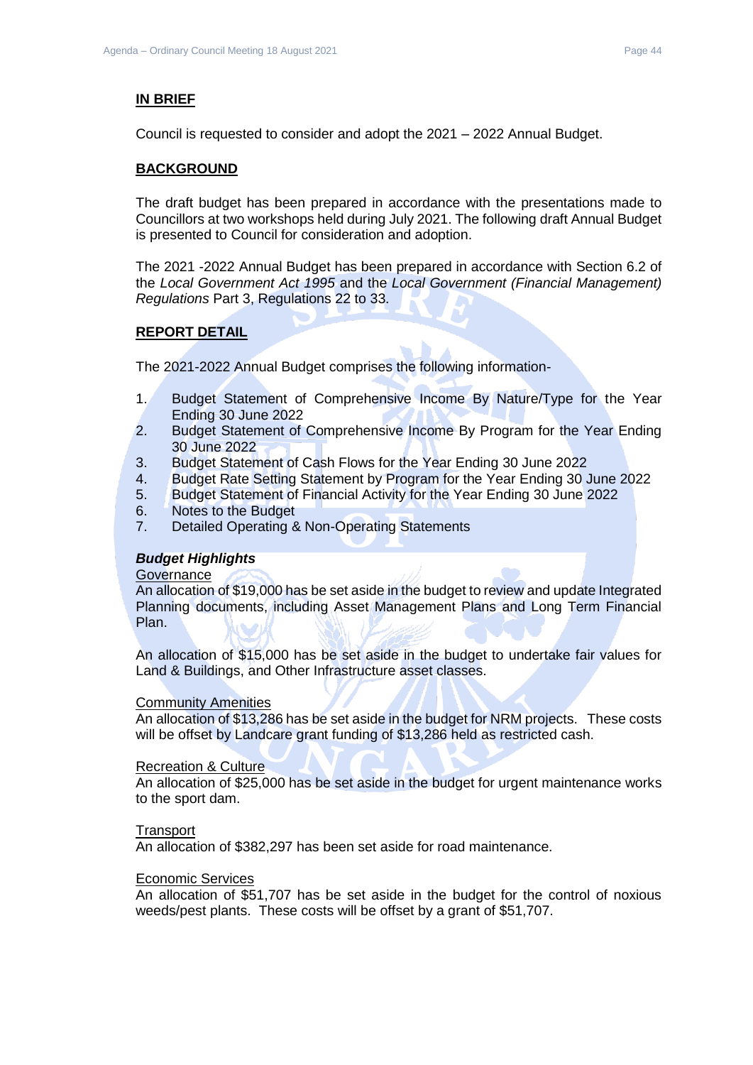## IN BRIEF

Council is requested to consider and adopt the 2021 – 2022 Annual Budget.

## BACKGROUND

The draft budget has been prepared in accordance with the presentations made to Councillors at two workshops held during July 2021. The following draft Annual Budget is presented to Council for consideration and adoption.

The 2021 -2022 Annual Budget has been prepared in accordance with Section 6.2 of the *Local Government Act 1995* and the *Local Government (Financial Management) Regulations* Part 3, Regulations 22 to 33.

## REPORT DETAIL

The 2021-2022 Annual Budget comprises the following information-

1. Budget Statement of Comprehensive Income By Nature/Type for the Year Ending 30 June 2022
2. Budget Statement of Comprehensive Income By Program for the Year Ending 30 June 2022
3. Budget Statement of Cash Flows for the Year Ending 30 June 2022
4. Budget Rate Setting Statement by Program for the Year Ending 30 June 2022
5. Budget Statement of Financial Activity for the Year Ending 30 June 2022
6. Notes to the Budget
7. Detailed Operating & Non-Operating Statements

### *Budget Highlights*

Governance

An allocation of $19,000 has be set aside in the budget to review and update Integrated Planning documents, including Asset Management Plans and Long Term Financial Plan.

An allocation of $15,000 has be set aside in the budget to undertake fair values for Land & Buildings, and Other Infrastructure asset classes.

Community Amenities

An allocation of $13,286 has be set aside in the budget for NRM projects. These costs will be offset by Landcare grant funding of $13,286 held as restricted cash.

Recreation & Culture

An allocation of $25,000 has be set aside in the budget for urgent maintenance works to the sport dam.

Transport

An allocation of $382,297 has been set aside for road maintenance.

Economic Services

An allocation of $51,707 has be set aside in the budget for the control of noxious weeds/pest plants. These costs will be offset by a grant of $51,707.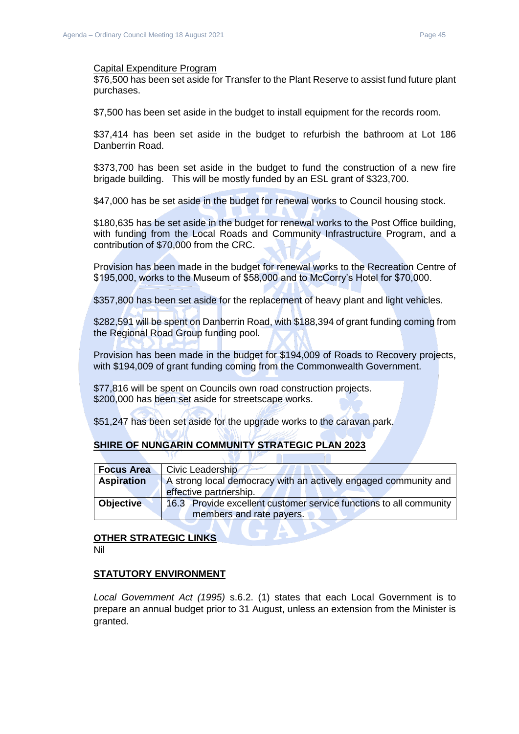Capital Expenditure Program

$76,500 has been set aside for Transfer to the Plant Reserve to assist fund future plant purchases.

$7,500 has been set aside in the budget to install equipment for the records room.

$37,414 has been set aside in the budget to refurbish the bathroom at Lot 186 Danberrin Road.

$373,700 has been set aside in the budget to fund the construction of a new fire brigade building. This will be mostly funded by an ESL grant of $323,700.

$47,000 has be set aside in the budget for renewal works to Council housing stock.

$180,635 has be set aside in the budget for renewal works to the Post Office building, with funding from the Local Roads and Community Infrastructure Program, and a contribution of $70,000 from the CRC.

Provision has been made in the budget for renewal works to the Recreation Centre of $195,000, works to the Museum of $58,000 and to McCorry's Hotel for $70,000.

$357,800 has been set aside for the replacement of heavy plant and light vehicles.

$282,591 will be spent on Danberrin Road, with $188,394 of grant funding coming from the Regional Road Group funding pool.

Provision has been made in the budget for $194,009 of Roads to Recovery projects, with $194,009 of grant funding coming from the Commonwealth Government.

$77,816 will be spent on Councils own road construction projects.
$200,000 has been set aside for streetscape works.

$51,247 has been set aside for the upgrade works to the caravan park.

**SHIRE OF NUNGARIN COMMUNITY STRATEGIC PLAN 2023**

| **Focus Area** | Civic Leadership |
|---|---|
| **Aspiration** | A strong local democracy with an actively engaged community and effective partnership. |
| **Objective** | 16.3 Provide excellent customer service functions to all community members and rate payers. |

**OTHER STRATEGIC LINKS**

Nil

**STATUTORY ENVIRONMENT**

*Local Government Act (1995)* s.6.2. (1) states that each Local Government is to prepare an annual budget prior to 31 August, unless an extension from the Minister is granted.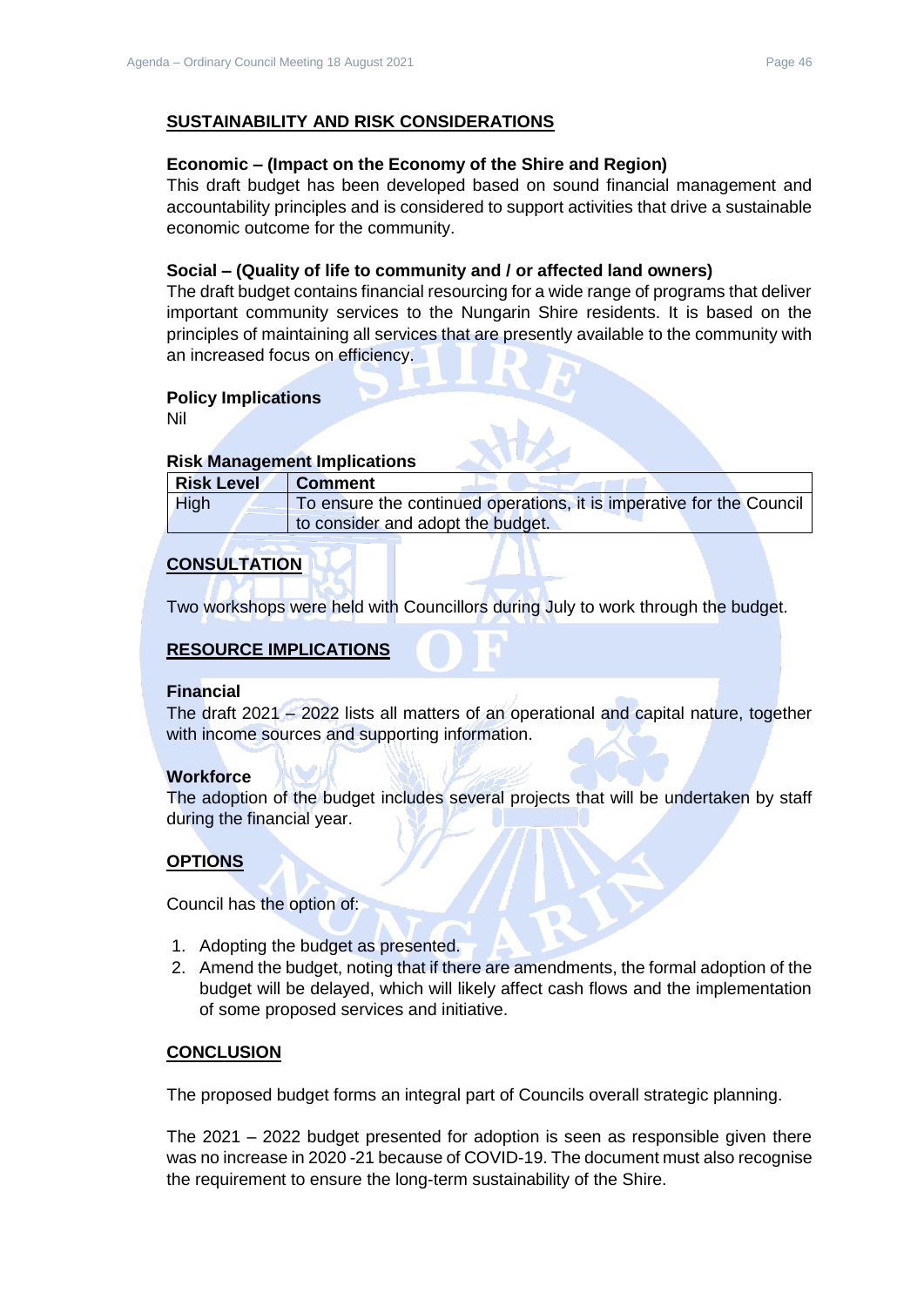## SUSTAINABILITY AND RISK CONSIDERATIONS

**Economic – (Impact on the Economy of the Shire and Region)**
This draft budget has been developed based on sound financial management and accountability principles and is considered to support activities that drive a sustainable economic outcome for the community.

**Social – (Quality of life to community and / or affected land owners)**
The draft budget contains financial resourcing for a wide range of programs that deliver important community services to the Nungarin Shire residents. It is based on the principles of maintaining all services that are presently available to the community with an increased focus on efficiency.

**Policy Implications**
Nil

**Risk Management Implications**

| Risk Level | Comment |
|---|---|
| High | To ensure the continued operations, it is imperative for the Council to consider and adopt the budget. |

## CONSULTATION

Two workshops were held with Councillors during July to work through the budget.

## RESOURCE IMPLICATIONS

**Financial**
The draft 2021 – 2022 lists all matters of an operational and capital nature, together with income sources and supporting information.

**Workforce**
The adoption of the budget includes several projects that will be undertaken by staff during the financial year.

## OPTIONS

Council has the option of:

1. Adopting the budget as presented.
2. Amend the budget, noting that if there are amendments, the formal adoption of the budget will be delayed, which will likely affect cash flows and the implementation of some proposed services and initiative.

## CONCLUSION

The proposed budget forms an integral part of Councils overall strategic planning.

The 2021 – 2022 budget presented for adoption is seen as responsible given there was no increase in 2020 -21 because of COVID-19. The document must also recognise the requirement to ensure the long-term sustainability of the Shire.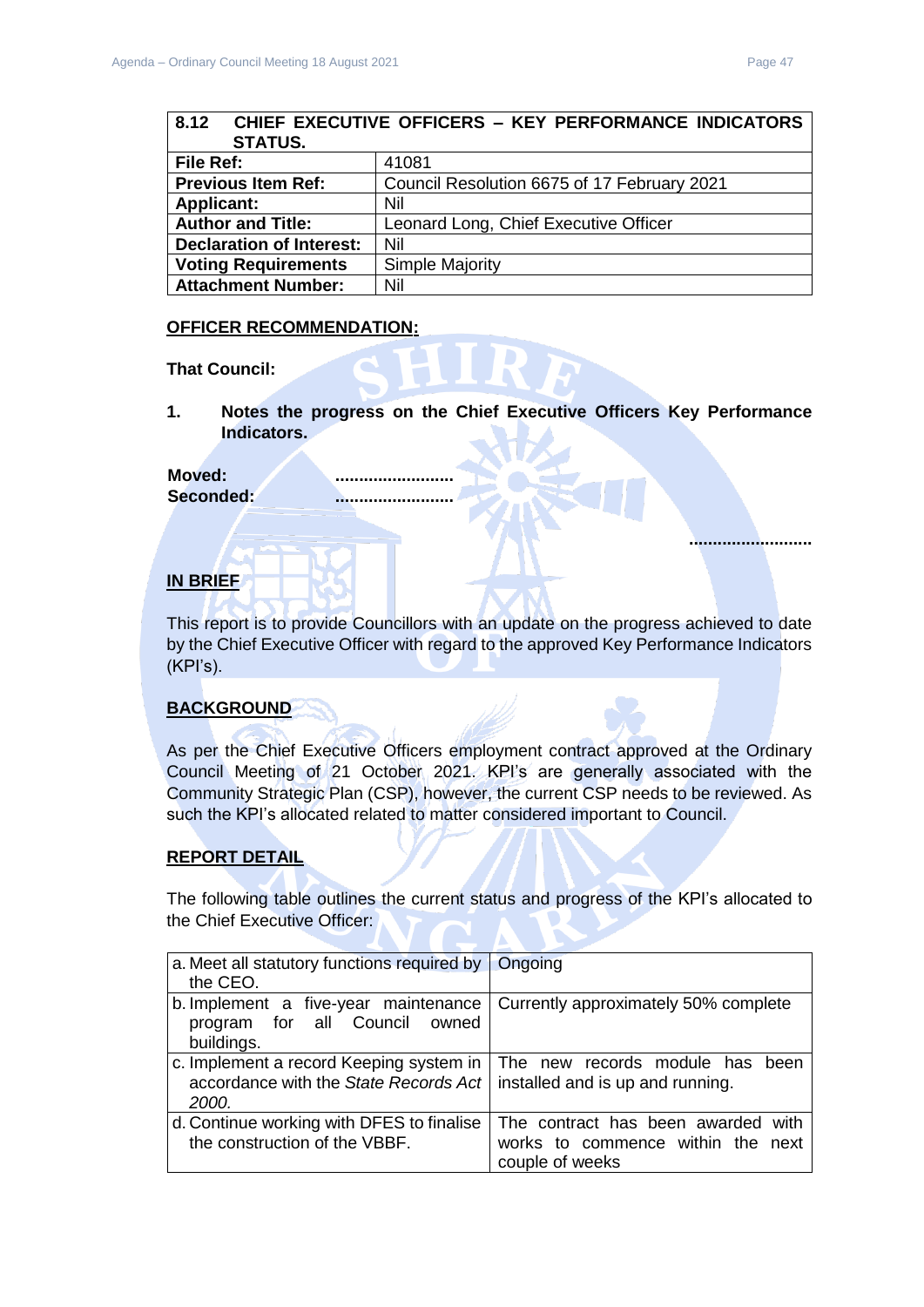| 8.12 CHIEF EXECUTIVE OFFICERS – KEY PERFORMANCE INDICATORS STATUS. | |
|---|---|
| **File Ref:** | 41081 |
| **Previous Item Ref:** | Council Resolution 6675 of 17 February 2021 |
| **Applicant:** | Nil |
| **Author and Title:** | Leonard Long, Chief Executive Officer |
| **Declaration of Interest:** | Nil |
| **Voting Requirements** | Simple Majority |
| **Attachment Number:** | Nil |

## OFFICER RECOMMENDATION:

**That Council:**

1. **Notes the progress on the Chief Executive Officers Key Performance Indicators.**

**Moved:** ........................
**Seconded:** ........................

........................

## IN BRIEF

This report is to provide Councillors with an update on the progress achieved to date by the Chief Executive Officer with regard to the approved Key Performance Indicators (KPI's).

## BACKGROUND

As per the Chief Executive Officers employment contract approved at the Ordinary Council Meeting of 21 October 2021. KPI's are generally associated with the Community Strategic Plan (CSP), however, the current CSP needs to be reviewed. As such the KPI's allocated related to matter considered important to Council.

## REPORT DETAIL

The following table outlines the current status and progress of the KPI's allocated to the Chief Executive Officer:

| | |
|---|---|
| a. Meet all statutory functions required by the CEO. | Ongoing |
| b. Implement a five-year maintenance program for all Council owned buildings. | Currently approximately 50% complete |
| c. Implement a record Keeping system in accordance with the *State Records Act 2000.* | The new records module has been installed and is up and running. |
| d. Continue working with DFES to finalise the construction of the VBBF. | The contract has been awarded with works to commence within the next couple of weeks |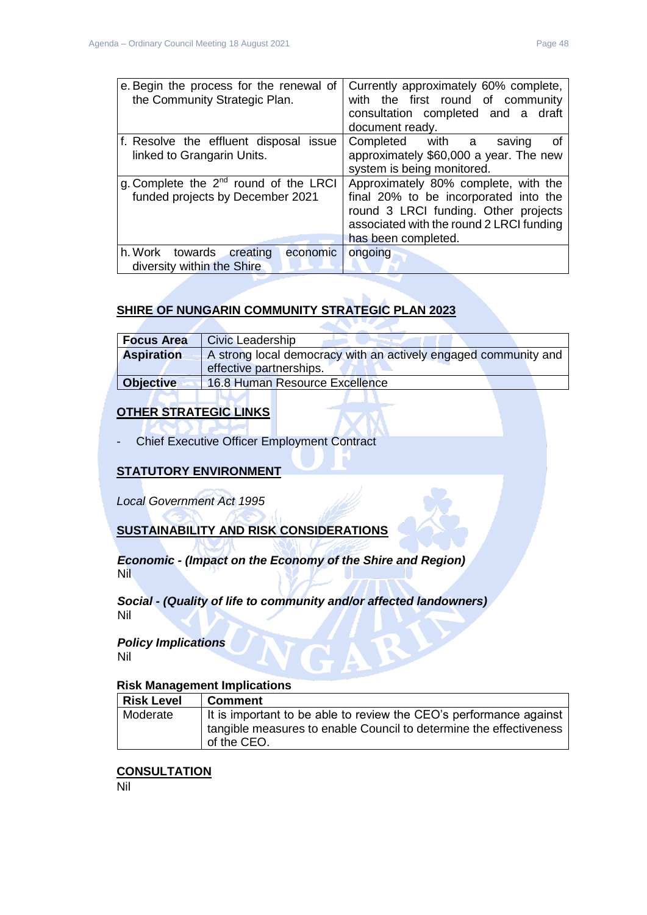| | |
|---|---|
| e. Begin the process for the renewal of the Community Strategic Plan. | Currently approximately 60% complete, with the first round of community consultation completed and a draft document ready. |
| f. Resolve the effluent disposal issue linked to Grangarin Units. | Completed with a saving of approximately $60,000 a year. The new system is being monitored. |
| g. Complete the 2nd round of the LRCI funded projects by December 2021 | Approximately 80% complete, with the final 20% to be incorporated into the round 3 LRCI funding. Other projects associated with the round 2 LRCI funding has been completed. |
| h. Work towards creating economic diversity within the Shire | ongoing |

## SHIRE OF NUNGARIN COMMUNITY STRATEGIC PLAN 2023

| | |
|---|---|
| **Focus Area** | Civic Leadership |
| **Aspiration** | A strong local democracy with an actively engaged community and effective partnerships. |
| **Objective** | 16.8 Human Resource Excellence |

## OTHER STRATEGIC LINKS

- Chief Executive Officer Employment Contract

## STATUTORY ENVIRONMENT

*Local Government Act 1995*

## SUSTAINABILITY AND RISK CONSIDERATIONS

***Economic - (Impact on the Economy of the Shire and Region)***
Nil

***Social - (Quality of life to community and/or affected landowners)***
Nil

***Policy Implications***
Nil

**Risk Management Implications**

| Risk Level | Comment |
|---|---|
| Moderate | It is important to be able to review the CEO's performance against tangible measures to enable Council to determine the effectiveness of the CEO. |

## CONSULTATION

Nil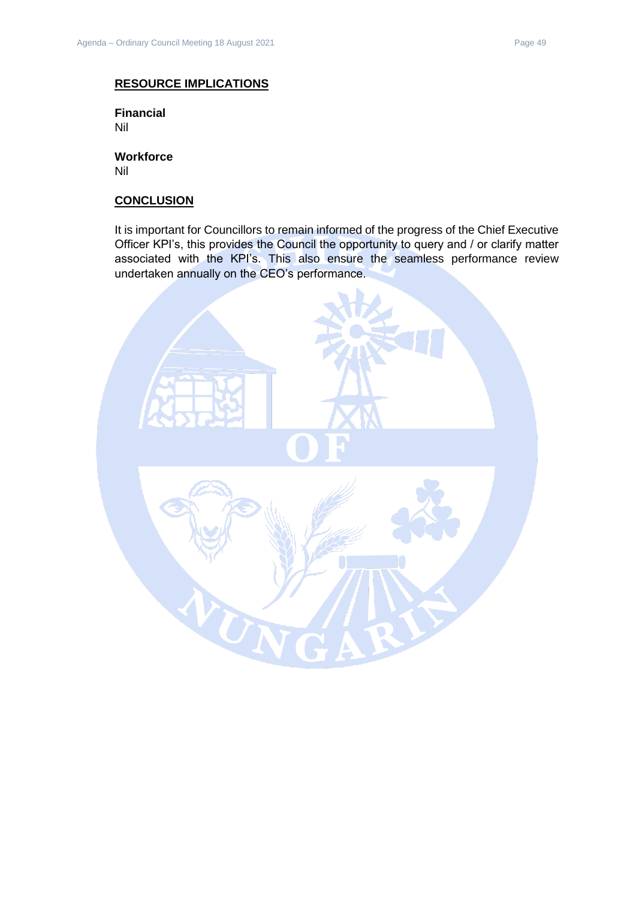## RESOURCE IMPLICATIONS

**Financial**
Nil

**Workforce**
Nil

## CONCLUSION

It is important for Councillors to remain informed of the progress of the Chief Executive Officer KPI's, this provides the Council the opportunity to query and / or clarify matter associated with the KPI's. This also ensure the seamless performance review undertaken annually on the CEO's performance.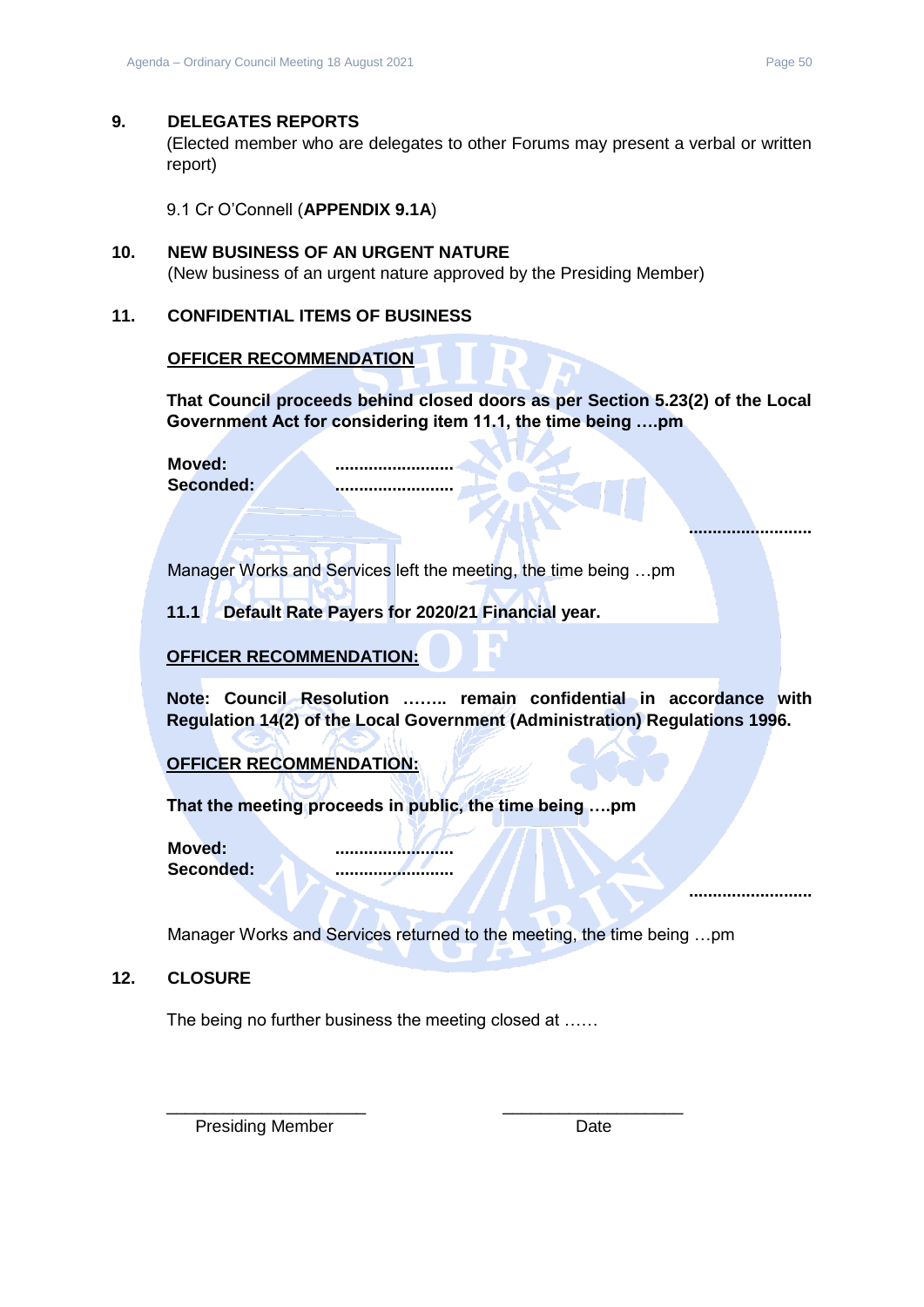## 9. DELEGATES REPORTS

(Elected member who are delegates to other Forums may present a verbal or written report)

9.1 Cr O'Connell (**APPENDIX 9.1A**)

## 10. NEW BUSINESS OF AN URGENT NATURE

(New business of an urgent nature approved by the Presiding Member)

## 11. CONFIDENTIAL ITEMS OF BUSINESS

**<u>OFFICER RECOMMENDATION</u>**

**That Council proceeds behind closed doors as per Section 5.23(2) of the Local Government Act for considering item 11.1, the time being ….pm**

**Moved:** .........................
**Seconded:** .........................

.........................

Manager Works and Services left the meeting, the time being …pm

### 11.1 Default Rate Payers for 2020/21 Financial year.

**<u>OFFICER RECOMMENDATION:</u>**

**Note: Council Resolution …….. remain confidential in accordance with Regulation 14(2) of the Local Government (Administration) Regulations 1996.**

**<u>OFFICER RECOMMENDATION:</u>**

**That the meeting proceeds in public, the time being ….pm**

**Moved:** .........................
**Seconded:** .........................

.........................

Manager Works and Services returned to the meeting, the time being …pm

## 12. CLOSURE

The being no further business the meeting closed at ……

____________________ ____________________
Presiding Member Date